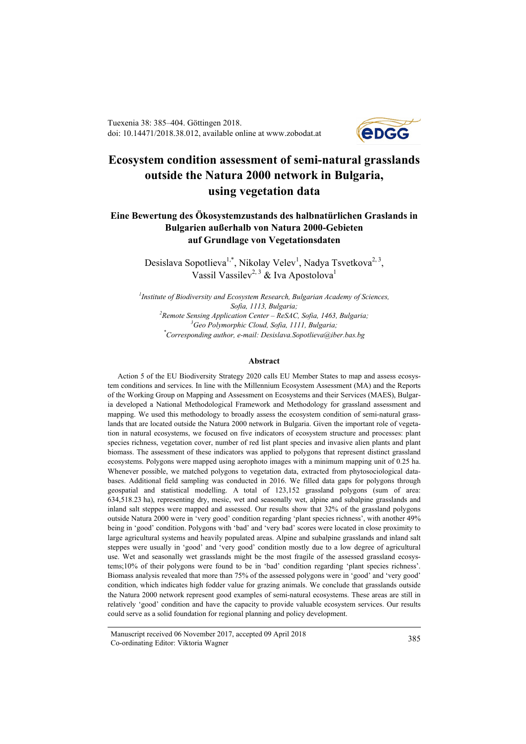# Ecosystem condition assessment of semi-natural grasslands outside the Natura 2000 network in Bulgaria, using vegetation data

## Eine Bewertung des Ökosystemzustands des halbnatürlichen Graslands in Bulgarien außerhalb von Natura 2000-Gebieten auf Grundlage von Vegetationsdaten

Desislava Sopotlieva[1,*], Nikolay Velev[1], Nadya Tsvetkova[2,3], Vassil Vassilev[2,3] & Iva Apostolova[1]

*[1]Institute of Biodiversity and Ecosystem Research, Bulgarian Academy of Sciences, Sofia, 1113, Bulgaria;*
*[2]Remote Sensing Application Center – ReSAC, Sofia, 1463, Bulgaria;*
*[3]Geo Polymorphic Cloud, Sofia, 1111, Bulgaria;*
*[*]Corresponding author, e-mail: Desislava.Sopotlieva@iber.bas.bg*

### Abstract

Action 5 of the EU Biodiversity Strategy 2020 calls EU Member States to map and assess ecosystem conditions and services. In line with the Millennium Ecosystem Assessment (MA) and the Reports of the Working Group on Mapping and Assessment on Ecosystems and their Services (MAES), Bulgaria developed a National Methodological Framework and Methodology for grassland assessment and mapping. We used this methodology to broadly assess the ecosystem condition of semi-natural grasslands that are located outside the Natura 2000 network in Bulgaria. Given the important role of vegetation in natural ecosystems, we focused on five indicators of ecosystem structure and processes: plant species richness, vegetation cover, number of red list plant species and invasive alien plants and plant biomass. The assessment of these indicators was applied to polygons that represent distinct grassland ecosystems. Polygons were mapped using aerophoto images with a minimum mapping unit of 0.25 ha. Whenever possible, we matched polygons to vegetation data, extracted from phytosociological databases. Additional field sampling was conducted in 2016. We filled data gaps for polygons through geospatial and statistical modelling. A total of 123,152 grassland polygons (sum of area: 634,518.23 ha), representing dry, mesic, wet and seasonally wet, alpine and subalpine grasslands and inland salt steppes were mapped and assessed. Our results show that 32% of the grassland polygons outside Natura 2000 were in 'very good' condition regarding 'plant species richness', with another 49% being in 'good' condition. Polygons with 'bad' and 'very bad' scores were located in close proximity to large agricultural systems and heavily populated areas. Alpine and subalpine grasslands and inland salt steppes were usually in 'good' and 'very good' condition mostly due to a low degree of agricultural use. Wet and seasonally wet grasslands might be the most fragile of the assessed grassland ecosystems;10% of their polygons were found to be in 'bad' condition regarding 'plant species richness'. Biomass analysis revealed that more than 75% of the assessed polygons were in 'good' and 'very good' condition, which indicates high fodder value for grazing animals. We conclude that grasslands outside the Natura 2000 network represent good examples of semi-natural ecosystems. These areas are still in relatively 'good' condition and have the capacity to provide valuable ecosystem services. Our results could serve as a solid foundation for regional planning and policy development.

Manuscript received 06 November 2017, accepted 09 April 2018
Co-ordinating Editor: Viktoria Wagner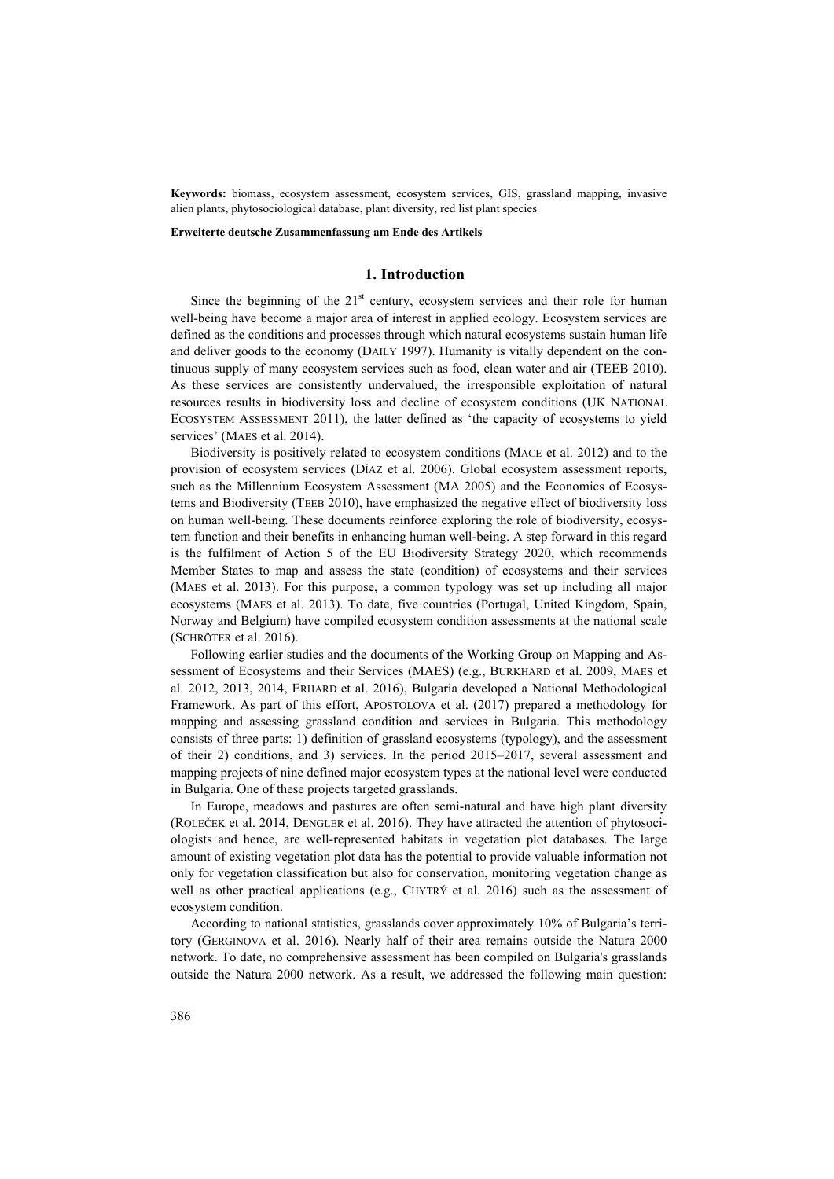**Keywords:** biomass, ecosystem assessment, ecosystem services, GIS, grassland mapping, invasive alien plants, phytosociological database, plant diversity, red list plant species

**Erweiterte deutsche Zusammenfassung am Ende des Artikels**

## 1. Introduction

Since the beginning of the 21st century, ecosystem services and their role for human well-being have become a major area of interest in applied ecology. Ecosystem services are defined as the conditions and processes through which natural ecosystems sustain human life and deliver goods to the economy (DAILY 1997). Humanity is vitally dependent on the continuous supply of many ecosystem services such as food, clean water and air (TEEB 2010). As these services are consistently undervalued, the irresponsible exploitation of natural resources results in biodiversity loss and decline of ecosystem conditions (UK NATIONAL ECOSYSTEM ASSESSMENT 2011), the latter defined as 'the capacity of ecosystems to yield services' (MAES et al. 2014).

Biodiversity is positively related to ecosystem conditions (MACE et al. 2012) and to the provision of ecosystem services (DÍAZ et al. 2006). Global ecosystem assessment reports, such as the Millennium Ecosystem Assessment (MA 2005) and the Economics of Ecosystems and Biodiversity (TEEB 2010), have emphasized the negative effect of biodiversity loss on human well-being. These documents reinforce exploring the role of biodiversity, ecosystem function and their benefits in enhancing human well-being. A step forward in this regard is the fulfilment of Action 5 of the EU Biodiversity Strategy 2020, which recommends Member States to map and assess the state (condition) of ecosystems and their services (MAES et al. 2013). For this purpose, a common typology was set up including all major ecosystems (MAES et al. 2013). To date, five countries (Portugal, United Kingdom, Spain, Norway and Belgium) have compiled ecosystem condition assessments at the national scale (SCHRÖTER et al. 2016).

Following earlier studies and the documents of the Working Group on Mapping and Assessment of Ecosystems and their Services (MAES) (e.g., BURKHARD et al. 2009, MAES et al. 2012, 2013, 2014, ERHARD et al. 2016), Bulgaria developed a National Methodological Framework. As part of this effort, APOSTOLOVA et al. (2017) prepared a methodology for mapping and assessing grassland condition and services in Bulgaria. This methodology consists of three parts: 1) definition of grassland ecosystems (typology), and the assessment of their 2) conditions, and 3) services. In the period 2015–2017, several assessment and mapping projects of nine defined major ecosystem types at the national level were conducted in Bulgaria. One of these projects targeted grasslands.

In Europe, meadows and pastures are often semi-natural and have high plant diversity (ROLEČEK et al. 2014, DENGLER et al. 2016). They have attracted the attention of phytosociologists and hence, are well-represented habitats in vegetation plot databases. The large amount of existing vegetation plot data has the potential to provide valuable information not only for vegetation classification but also for conservation, monitoring vegetation change as well as other practical applications (e.g., CHYTRÝ et al. 2016) such as the assessment of ecosystem condition.

According to national statistics, grasslands cover approximately 10% of Bulgaria's territory (GERGINOVA et al. 2016). Nearly half of their area remains outside the Natura 2000 network. To date, no comprehensive assessment has been compiled on Bulgaria's grasslands outside the Natura 2000 network. As a result, we addressed the following main question: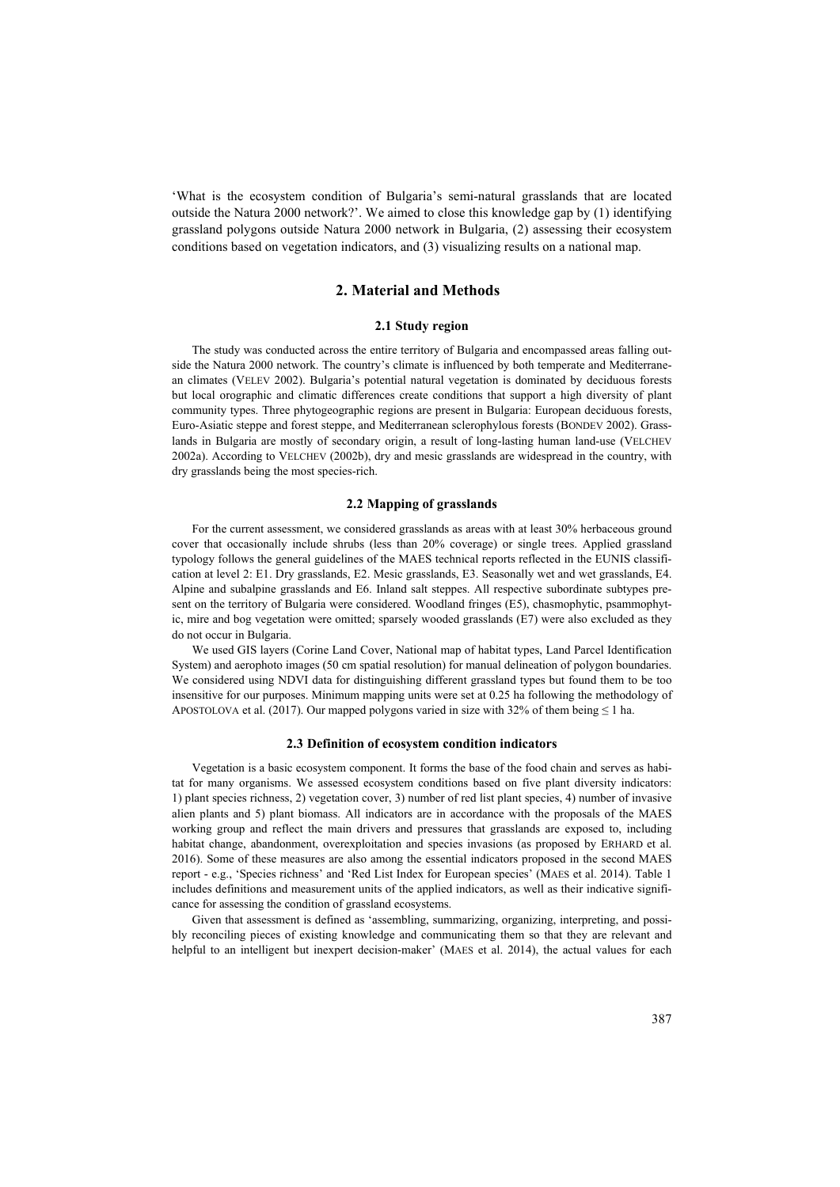'What is the ecosystem condition of Bulgaria's semi-natural grasslands that are located outside the Natura 2000 network?'. We aimed to close this knowledge gap by (1) identifying grassland polygons outside Natura 2000 network in Bulgaria, (2) assessing their ecosystem conditions based on vegetation indicators, and (3) visualizing results on a national map.

## 2. Material and Methods

### 2.1 Study region

The study was conducted across the entire territory of Bulgaria and encompassed areas falling outside the Natura 2000 network. The country's climate is influenced by both temperate and Mediterranean climates (VELEV 2002). Bulgaria's potential natural vegetation is dominated by deciduous forests but local orographic and climatic differences create conditions that support a high diversity of plant community types. Three phytogeographic regions are present in Bulgaria: European deciduous forests, Euro-Asiatic steppe and forest steppe, and Mediterranean sclerophylous forests (BONDEV 2002). Grasslands in Bulgaria are mostly of secondary origin, a result of long-lasting human land-use (VELCHEV 2002a). According to VELCHEV (2002b), dry and mesic grasslands are widespread in the country, with dry grasslands being the most species-rich.

### 2.2 Mapping of grasslands

For the current assessment, we considered grasslands as areas with at least 30% herbaceous ground cover that occasionally include shrubs (less than 20% coverage) or single trees. Applied grassland typology follows the general guidelines of the MAES technical reports reflected in the EUNIS classification at level 2: E1. Dry grasslands, E2. Mesic grasslands, E3. Seasonally wet and wet grasslands, E4. Alpine and subalpine grasslands and E6. Inland salt steppes. All respective subordinate subtypes present on the territory of Bulgaria were considered. Woodland fringes (E5), chasmophytic, psammophytic, mire and bog vegetation were omitted; sparsely wooded grasslands (E7) were also excluded as they do not occur in Bulgaria.

We used GIS layers (Corine Land Cover, National map of habitat types, Land Parcel Identification System) and aerophoto images (50 cm spatial resolution) for manual delineation of polygon boundaries. We considered using NDVI data for distinguishing different grassland types but found them to be too insensitive for our purposes. Minimum mapping units were set at 0.25 ha following the methodology of APOSTOLOVA et al. (2017). Our mapped polygons varied in size with 32% of them being ≤ 1 ha.

### 2.3 Definition of ecosystem condition indicators

Vegetation is a basic ecosystem component. It forms the base of the food chain and serves as habitat for many organisms. We assessed ecosystem conditions based on five plant diversity indicators: 1) plant species richness, 2) vegetation cover, 3) number of red list plant species, 4) number of invasive alien plants and 5) plant biomass. All indicators are in accordance with the proposals of the MAES working group and reflect the main drivers and pressures that grasslands are exposed to, including habitat change, abandonment, overexploitation and species invasions (as proposed by ERHARD et al. 2016). Some of these measures are also among the essential indicators proposed in the second MAES report - e.g., 'Species richness' and 'Red List Index for European species' (MAES et al. 2014). Table 1 includes definitions and measurement units of the applied indicators, as well as their indicative significance for assessing the condition of grassland ecosystems.

Given that assessment is defined as 'assembling, summarizing, organizing, interpreting, and possibly reconciling pieces of existing knowledge and communicating them so that they are relevant and helpful to an intelligent but inexpert decision-maker' (MAES et al. 2014), the actual values for each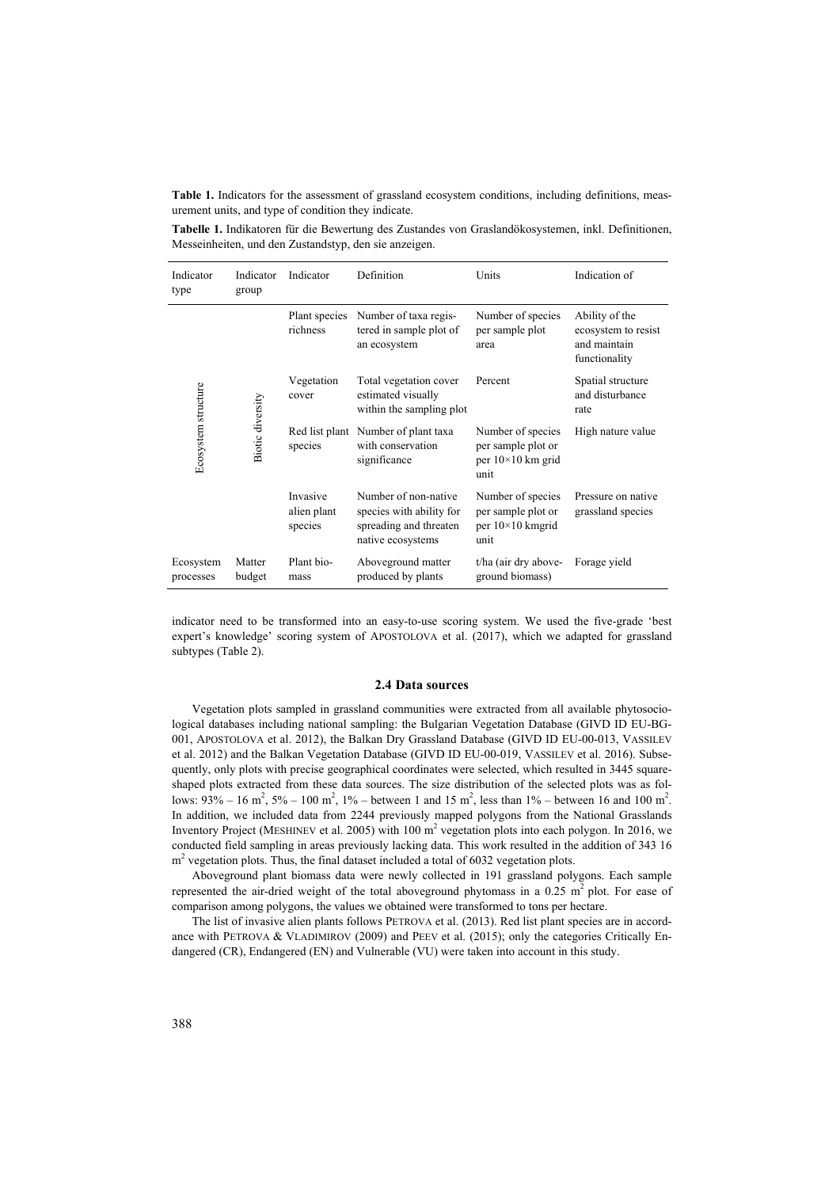**Table 1.** Indicators for the assessment of grassland ecosystem conditions, including definitions, measurement units, and type of condition they indicate.

**Tabelle 1.** Indikatoren für die Bewertung des Zustandes von Graslandökosystemen, inkl. Definitionen, Messeinheiten, und den Zustandstyp, den sie anzeigen.

| Indicator type | Indicator group | Indicator | Definition | Units | Indication of |
|---|---|---|---|---|---|
| Ecosystem structure | Biotic diversity | Plant species richness | Number of taxa registered in sample plot of an ecosystem | Number of species per sample plot area | Ability of the ecosystem to resist and maintain functionality |
| | | Vegetation cover | Total vegetation cover estimated visually within the sampling plot | Percent | Spatial structure and disturbance rate |
| | | Red list plant species | Number of plant taxa with conservation significance | Number of species per sample plot or per 10×10 km grid unit | High nature value |
| | | Invasive alien plant species | Number of non-native species with ability for spreading and threaten native ecosystems | Number of species per sample plot or per 10×10 kmgrid unit | Pressure on native grassland species |
| Ecosystem processes | Matter budget | Plant biomass | Aboveground matter produced by plants | t/ha (air dry aboveground biomass) | Forage yield |

indicator need to be transformed into an easy-to-use scoring system. We used the five-grade 'best expert's knowledge' scoring system of APOSTOLOVA et al. (2017), which we adapted for grassland subtypes (Table 2).

### 2.4 Data sources

Vegetation plots sampled in grassland communities were extracted from all available phytosociological databases including national sampling: the Bulgarian Vegetation Database (GIVD ID EU-BG-001, APOSTOLOVA et al. 2012), the Balkan Dry Grassland Database (GIVD ID EU-00-013, VASSILEV et al. 2012) and the Balkan Vegetation Database (GIVD ID EU-00-019, VASSILEV et al. 2016). Subsequently, only plots with precise geographical coordinates were selected, which resulted in 3445 square-shaped plots extracted from these data sources. The size distribution of the selected plots was as follows: 93% – 16 $m^2$, 5% – 100 $m^2$, 1% – between 1 and 15 $m^2$, less than 1% – between 16 and 100 $m^2$. In addition, we included data from 2244 previously mapped polygons from the National Grasslands Inventory Project (MESHINEV et al. 2005) with 100 $m^2$ vegetation plots into each polygon. In 2016, we conducted field sampling in areas previously lacking data. This work resulted in the addition of 343 16 $m^2$ vegetation plots. Thus, the final dataset included a total of 6032 vegetation plots.

Aboveground plant biomass data were newly collected in 191 grassland polygons. Each sample represented the air-dried weight of the total aboveground phytomass in a 0.25 $m^2$ plot. For ease of comparison among polygons, the values we obtained were transformed to tons per hectare.

The list of invasive alien plants follows PETROVA et al. (2013). Red list plant species are in accordance with PETROVA & VLADIMIROV (2009) and PEEV et al. (2015); only the categories Critically Endangered (CR), Endangered (EN) and Vulnerable (VU) were taken into account in this study.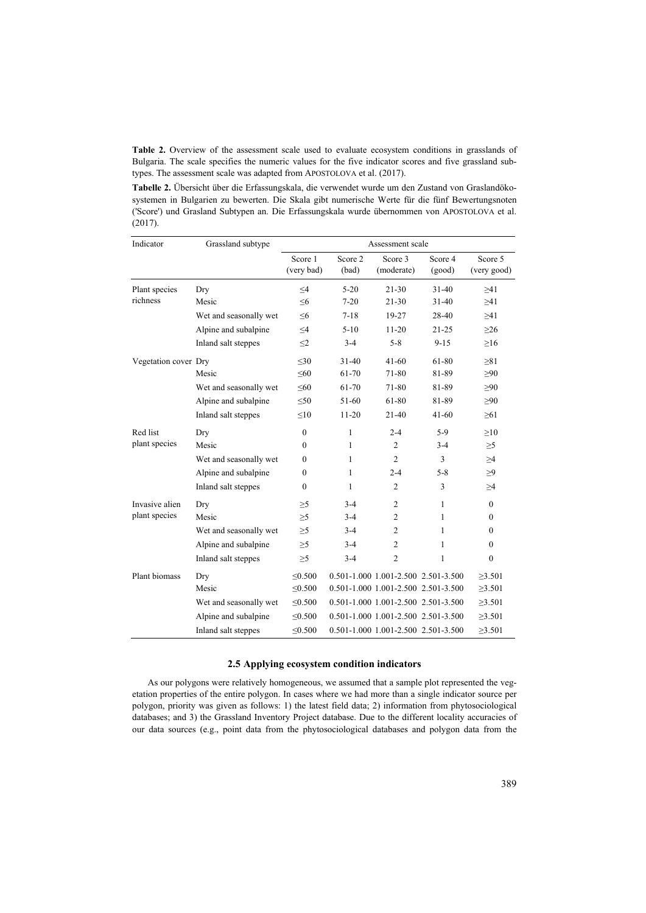**Table 2.** Overview of the assessment scale used to evaluate ecosystem conditions in grasslands of Bulgaria. The scale specifies the numeric values for the five indicator scores and five grassland subtypes. The assessment scale was adapted from APOSTOLOVA et al. (2017).

**Tabelle 2.** Übersicht über die Erfassungsskala, die verwendet wurde um den Zustand von Graslandökosystemen in Bulgarien zu bewerten. Die Skala gibt numerische Werte für die fünf Bewertungsnoten ('Score') und Grasland Subtypen an. Die Erfassungsskala wurde übernommen von APOSTOLOVA et al. (2017).

| Indicator | Grassland subtype | Assessment scale | | | | |
|---|---|---|---|---|---|---|
| | | Score 1 (very bad) | Score 2 (bad) | Score 3 (moderate) | Score 4 (good) | Score 5 (very good) |
| Plant species richness | Dry | ≤4 | 5-20 | 21-30 | 31-40 | ≥41 |
| | Mesic | ≤6 | 7-20 | 21-30 | 31-40 | ≥41 |
| | Wet and seasonally wet | ≤6 | 7-18 | 19-27 | 28-40 | ≥41 |
| | Alpine and subalpine | ≤4 | 5-10 | 11-20 | 21-25 | ≥26 |
| | Inland salt steppes | ≤2 | 3-4 | 5-8 | 9-15 | ≥16 |
| Vegetation cover | Dry | ≤30 | 31-40 | 41-60 | 61-80 | ≥81 |
| | Mesic | ≤60 | 61-70 | 71-80 | 81-89 | ≥90 |
| | Wet and seasonally wet | ≤60 | 61-70 | 71-80 | 81-89 | ≥90 |
| | Alpine and subalpine | ≤50 | 51-60 | 61-80 | 81-89 | ≥90 |
| | Inland salt steppes | ≤10 | 11-20 | 21-40 | 41-60 | ≥61 |
| Red list plant species | Dry | 0 | 1 | 2-4 | 5-9 | ≥10 |
| | Mesic | 0 | 1 | 2 | 3-4 | ≥5 |
| | Wet and seasonally wet | 0 | 1 | 2 | 3 | ≥4 |
| | Alpine and subalpine | 0 | 1 | 2-4 | 5-8 | ≥9 |
| | Inland salt steppes | 0 | 1 | 2 | 3 | ≥4 |
| Invasive alien plant species | Dry | ≥5 | 3-4 | 2 | 1 | 0 |
| | Mesic | ≥5 | 3-4 | 2 | 1 | 0 |
| | Wet and seasonally wet | ≥5 | 3-4 | 2 | 1 | 0 |
| | Alpine and subalpine | ≥5 | 3-4 | 2 | 1 | 0 |
| | Inland salt steppes | ≥5 | 3-4 | 2 | 1 | 0 |
| Plant biomass | Dry | ≤0.500 | 0.501-1.000 | 1.001-2.500 | 2.501-3.500 | ≥3.501 |
| | Mesic | ≤0.500 | 0.501-1.000 | 1.001-2.500 | 2.501-3.500 | ≥3.501 |
| | Wet and seasonally wet | ≤0.500 | 0.501-1.000 | 1.001-2.500 | 2.501-3.500 | ≥3.501 |
| | Alpine and subalpine | ≤0.500 | 0.501-1.000 | 1.001-2.500 | 2.501-3.500 | ≥3.501 |
| | Inland salt steppes | ≤0.500 | 0.501-1.000 | 1.001-2.500 | 2.501-3.500 | ≥3.501 |

### 2.5 Applying ecosystem condition indicators

As our polygons were relatively homogeneous, we assumed that a sample plot represented the vegetation properties of the entire polygon. In cases where we had more than a single indicator source per polygon, priority was given as follows: 1) the latest field data; 2) information from phytosociological databases; and 3) the Grassland Inventory Project database. Due to the different locality accuracies of our data sources (e.g., point data from the phytosociological databases and polygon data from the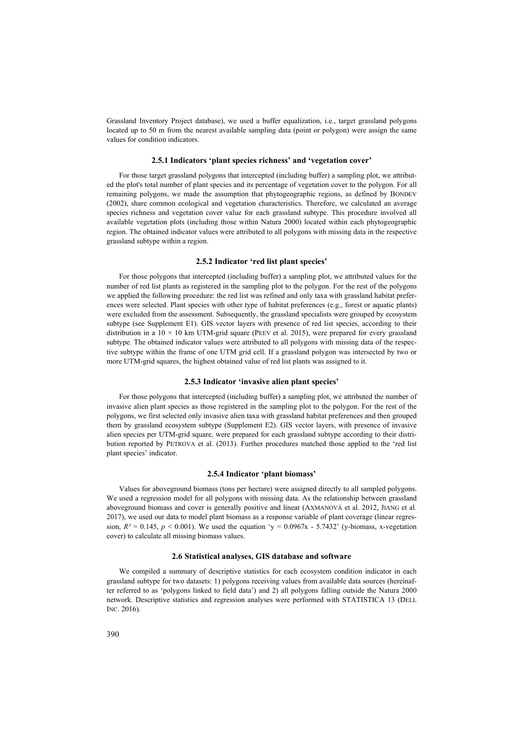Grassland Inventory Project database), we used a buffer equalization, i.e., target grassland polygons located up to 50 m from the nearest available sampling data (point or polygon) were assign the same values for condition indicators.

### 2.5.1 Indicators 'plant species richness' and 'vegetation cover'

For those target grassland polygons that intercepted (including buffer) a sampling plot, we attributed the plot's total number of plant species and its percentage of vegetation cover to the polygon. For all remaining polygons, we made the assumption that phytogeographic regions, as defined by BONDEV (2002), share common ecological and vegetation characteristics. Therefore, we calculated an average species richness and vegetation cover value for each grassland subtype. This procedure involved all available vegetation plots (including those within Natura 2000) located within each phytogeographic region. The obtained indicator values were attributed to all polygons with missing data in the respective grassland subtype within a region.

### 2.5.2 Indicator 'red list plant species'

For those polygons that intercepted (including buffer) a sampling plot, we attributed values for the number of red list plants as registered in the sampling plot to the polygon. For the rest of the polygons we applied the following procedure: the red list was refined and only taxa with grassland habitat preferences were selected. Plant species with other type of habitat preferences (e.g., forest or aquatic plants) were excluded from the assessment. Subsequently, the grassland specialists were grouped by ecosystem subtype (see Supplement E1). GIS vector layers with presence of red list species, according to their distribution in a $10 \times 10$ km UTM-grid square (PEEV et al. 2015), were prepared for every grassland subtype. The obtained indicator values were attributed to all polygons with missing data of the respective subtype within the frame of one UTM grid cell. If a grassland polygon was intersected by two or more UTM-grid squares, the highest obtained value of red list plants was assigned to it.

### 2.5.3 Indicator 'invasive alien plant species'

For those polygons that intercepted (including buffer) a sampling plot, we attributed the number of invasive alien plant species as those registered in the sampling plot to the polygon. For the rest of the polygons, we first selected only invasive alien taxa with grassland habitat preferences and then grouped them by grassland ecosystem subtype (Supplement E2). GIS vector layers, with presence of invasive alien species per UTM-grid square, were prepared for each grassland subtype according to their distribution reported by PETROVA et al. (2013). Further procedures matched those applied to the 'red list plant species' indicator.

### 2.5.4 Indicator 'plant biomass'

Values for aboveground biomass (tons per hectare) were assigned directly to all sampled polygons. We used a regression model for all polygons with missing data. As the relationship between grassland aboveground biomass and cover is generally positive and linear (AXMANOVÁ et al. 2012, JIANG et al. 2017), we used our data to model plant biomass as a response variable of plant coverage (linear regression, $R^2 = 0.145$, $p < 0.001$). We used the equation '$y = 0.0967x - 5.7432$' (y-biomass, x-vegetation cover) to calculate all missing biomass values.

## 2.6 Statistical analyses, GIS database and software

We compiled a summary of descriptive statistics for each ecosystem condition indicator in each grassland subtype for two datasets: 1) polygons receiving values from available data sources (hereinafter referred to as 'polygons linked to field data') and 2) all polygons falling outside the Natura 2000 network. Descriptive statistics and regression analyses were performed with STATISTICA 13 (DELL INC. 2016).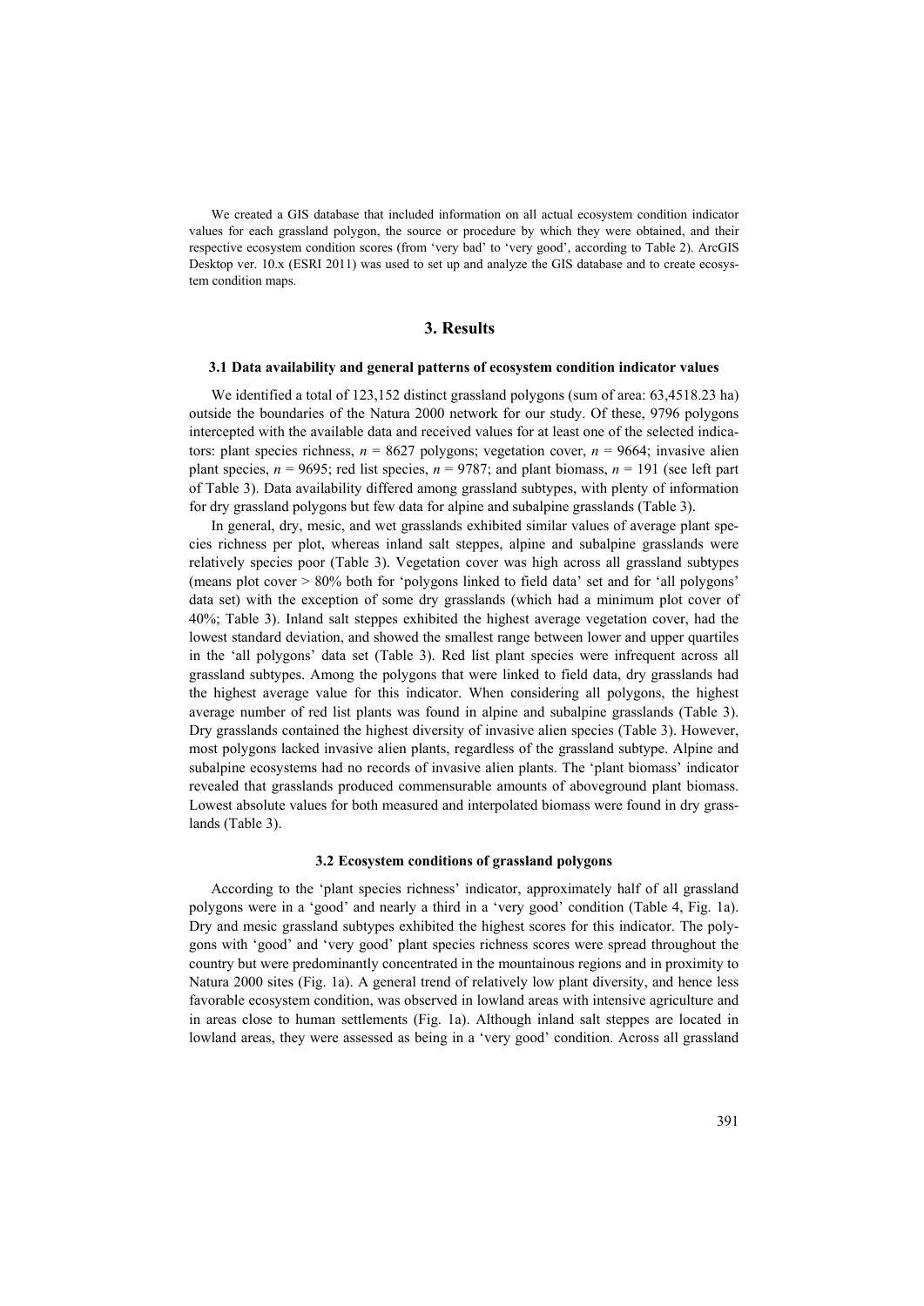We created a GIS database that included information on all actual ecosystem condition indicator values for each grassland polygon, the source or procedure by which they were obtained, and their respective ecosystem condition scores (from 'very bad' to 'very good', according to Table 2). ArcGIS Desktop ver. 10.x (ESRI 2011) was used to set up and analyze the GIS database and to create ecosystem condition maps.

## 3. Results

### 3.1 Data availability and general patterns of ecosystem condition indicator values

We identified a total of 123,152 distinct grassland polygons (sum of area: 63,4518.23 ha) outside the boundaries of the Natura 2000 network for our study. Of these, 9796 polygons intercepted with the available data and received values for at least one of the selected indicators: plant species richness, $n$ = 8627 polygons; vegetation cover, $n$ = 9664; invasive alien plant species, $n$ = 9695; red list species, $n$ = 9787; and plant biomass, $n$ = 191 (see left part of Table 3). Data availability differed among grassland subtypes, with plenty of information for dry grassland polygons but few data for alpine and subalpine grasslands (Table 3).

In general, dry, mesic, and wet grasslands exhibited similar values of average plant species richness per plot, whereas inland salt steppes, alpine and subalpine grasslands were relatively species poor (Table 3). Vegetation cover was high across all grassland subtypes (means plot cover > 80% both for 'polygons linked to field data' set and for 'all polygons' data set) with the exception of some dry grasslands (which had a minimum plot cover of 40%; Table 3). Inland salt steppes exhibited the highest average vegetation cover, had the lowest standard deviation, and showed the smallest range between lower and upper quartiles in the 'all polygons' data set (Table 3). Red list plant species were infrequent across all grassland subtypes. Among the polygons that were linked to field data, dry grasslands had the highest average value for this indicator. When considering all polygons, the highest average number of red list plants was found in alpine and subalpine grasslands (Table 3). Dry grasslands contained the highest diversity of invasive alien species (Table 3). However, most polygons lacked invasive alien plants, regardless of the grassland subtype. Alpine and subalpine ecosystems had no records of invasive alien plants. The 'plant biomass' indicator revealed that grasslands produced commensurable amounts of aboveground plant biomass. Lowest absolute values for both measured and interpolated biomass were found in dry grasslands (Table 3).

### 3.2 Ecosystem conditions of grassland polygons

According to the 'plant species richness' indicator, approximately half of all grassland polygons were in a 'good' and nearly a third in a 'very good' condition (Table 4, Fig. 1a). Dry and mesic grassland subtypes exhibited the highest scores for this indicator. The polygons with 'good' and 'very good' plant species richness scores were spread throughout the country but were predominantly concentrated in the mountainous regions and in proximity to Natura 2000 sites (Fig. 1a). A general trend of relatively low plant diversity, and hence less favorable ecosystem condition, was observed in lowland areas with intensive agriculture and in areas close to human settlements (Fig. 1a). Although inland salt steppes are located in lowland areas, they were assessed as being in a 'very good' condition. Across all grassland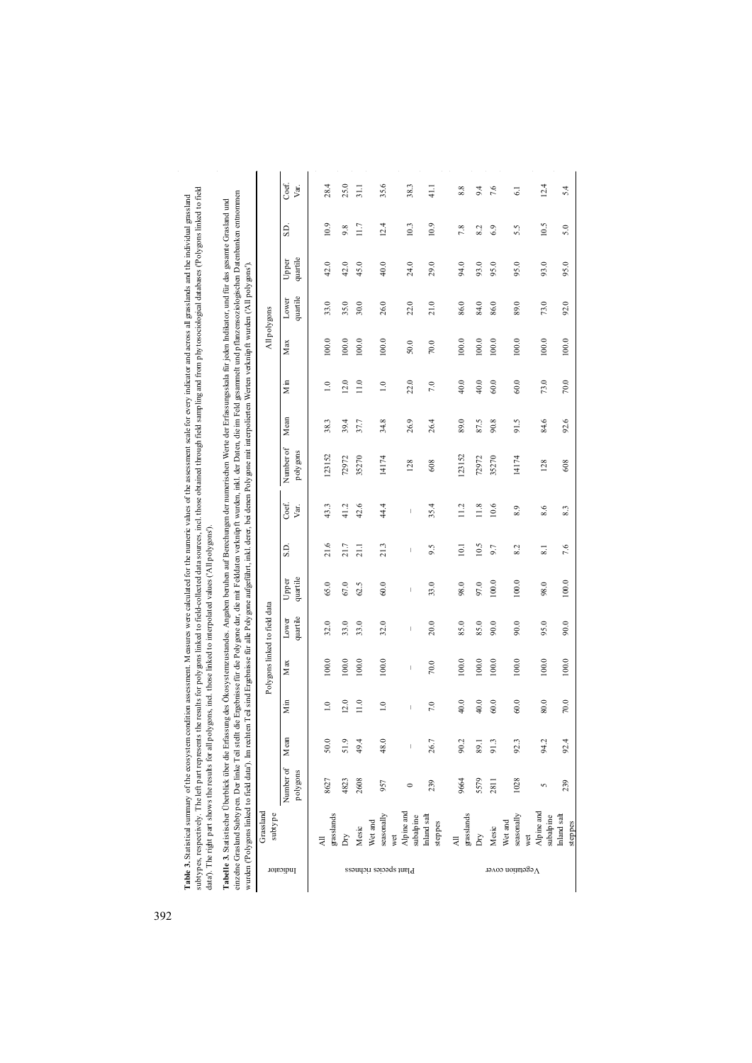**Table 3.** Statistical summary of the ecosystem condition assessment. Measures were calculated for the numeric values of the assessment scale for every indicator and across all grasslands and the individual grassland subtypes, respectively. The left part represents the results for polygons linked to field-collected data sources, incl. those obtained through field sampling and from phytosociological databases ('Polygons linked to field data'). The right part shows the results for all polygons, incl. those linked to interpolated values ('All polygons').

**Tabelle 3.** Statistischer Überblick über die Erfassung des Ökosystemzustandes. Angaben beruhen auf Berechungen der numerischen Werte der Erfassungsskala für jeden Indikator, und für das gesamte Grasland und einzelne Grasland Subtypen. Der linke Teil stellt die Ergebnisse für die Polygone dar, die mit Felddaten verknüpft wurden, inkl. der Daten, die im Feld gesammelt und pflanzensoziologischen Datenbanken entnommen wurden ('Polygons linked to field data'). Im rechten Teil sind Ergebnisse für alle Polygone aufgeführt, inkl. derer, bei denen Polygone mit interpolierten Werten verknüpft wurden ('All polygons').

| Indicator | Grassland subtype | Polygons linked to field data | | | | | | | | All polygons | | | | | | | |
|---|---|---|---|---|---|---|---|---|---|---|---|---|---|---|---|---|---|
| | | Number of polygons | Mean | Min | Max | Lower quartile | Upper quartile | S.D. | Coef. Var. | Number of polygons | Mean | Min | Max | Lower quartile | Upper quartile | S.D. | Coef. Var. |
| Plant species richness | All grasslands | 8627 | 50.0 | 1.0 | 100.0 | 32.0 | 65.0 | 21.6 | 43.3 | 123152 | 38.3 | 1.0 | 100.0 | 33.0 | 42.0 | 10.9 | 28.4 |
| | Dry | 4823 | 51.9 | 12.0 | 100.0 | 33.0 | 67.0 | 21.7 | 41.2 | 72972 | 39.4 | 12.0 | 100.0 | 35.0 | 42.0 | 9.8 | 25.0 |
| | Mesic | 2608 | 49.4 | 11.0 | 100.0 | 33.0 | 62.5 | 21.1 | 42.6 | 35270 | 37.7 | 11.0 | 100.0 | 30.0 | 45.0 | 11.7 | 31.1 |
| | Wet and seasonally wet | 957 | 48.0 | 1.0 | 100.0 | 32.0 | 60.0 | 21.3 | 44.4 | 14174 | 34.8 | 1.0 | 100.0 | 26.0 | 40.0 | 12.4 | 35.6 |
| | Alpine and subalpine | 0 | – | – | – | – | – | – | – | 128 | 26.9 | 22.0 | 50.0 | 22.0 | 24.0 | 10.3 | 38.3 |
| | Inland salt steppes | 239 | 26.7 | 7.0 | 70.0 | 20.0 | 33.0 | 9.5 | 35.4 | 608 | 26.4 | 7.0 | 70.0 | 21.0 | 29.0 | 10.9 | 41.1 |
| Vegetation cover | All grasslands | 9664 | 90.2 | 40.0 | 100.0 | 85.0 | 98.0 | 10.1 | 11.2 | 123152 | 89.0 | 40.0 | 100.0 | 86.0 | 94.0 | 7.8 | 8.8 |
| | Dry | 5579 | 89.1 | 40.0 | 100.0 | 85.0 | 97.0 | 10.5 | 11.8 | 72972 | 87.5 | 40.0 | 100.0 | 84.0 | 93.0 | 8.2 | 9.4 |
| | Mesic | 2811 | 91.3 | 60.0 | 100.0 | 90.0 | 100.0 | 9.7 | 10.6 | 35270 | 90.8 | 60.0 | 100.0 | 86.0 | 95.0 | 6.9 | 7.6 |
| | Wet and seasonally wet | 1028 | 92.3 | 60.0 | 100.0 | 90.0 | 100.0 | 8.2 | 8.9 | 14174 | 91.5 | 60.0 | 100.0 | 89.0 | 95.0 | 5.5 | 6.1 |
| | Alpine and subalpine | 5 | 94.2 | 80.0 | 100.0 | 95.0 | 98.0 | 8.1 | 8.6 | 128 | 84.6 | 73.0 | 100.0 | 73.0 | 93.0 | 10.5 | 12.4 |
| | Inland salt steppes | 239 | 92.4 | 70.0 | 100.0 | 90.0 | 100.0 | 7.6 | 8.3 | 608 | 92.6 | 70.0 | 100.0 | 92.0 | 95.0 | 5.0 | 5.4 |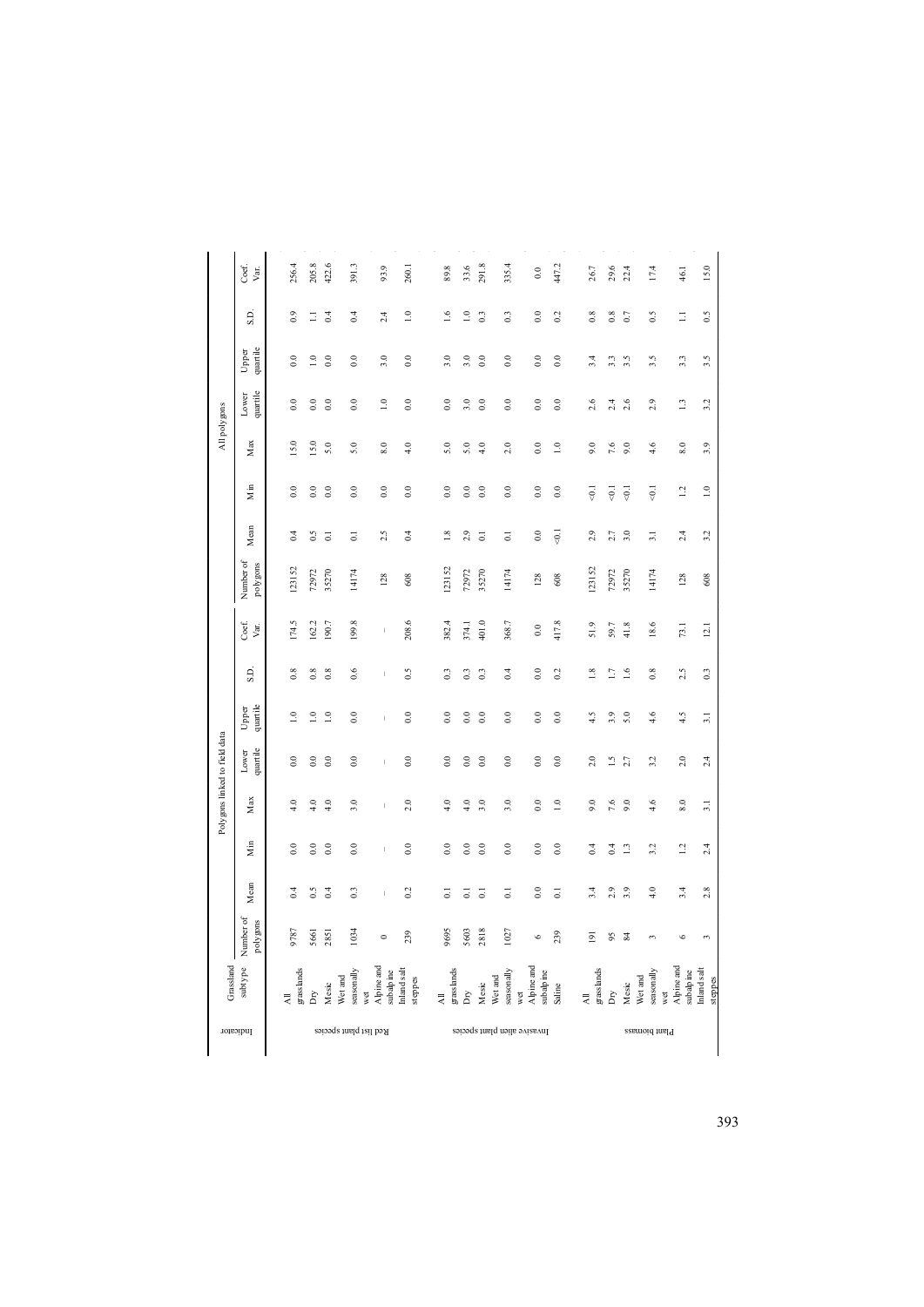| Indicator | Grassland subtype | Polygons linked to field data | | | | | | | | | All polygons | | | | | | | | |
|---|---|---|---|---|---|---|---|---|---|---|---|---|---|---|---|---|---|---|---|
| | | Number of polygons | Mean | Min | Max | Lower quartile | Upper quartile | S.D. | Coef. Var. | Number of polygons | Mean | Min | Max | Lower quartile | Upper quartile | S.D. | Coef. Var. |
| Red list plant species | All grasslands | 9787 | 0.4 | 0.0 | 4.0 | 0.0 | 1.0 | 0.8 | 174.5 | 123152 | 0.4 | 0.0 | 15.0 | 0.0 | 0.0 | 0.9 | 256.4 |
| | Dry | 5661 | 0.5 | 0.0 | 4.0 | 0.0 | 1.0 | 0.8 | 162.2 | 72972 | 0.5 | 0.0 | 15.0 | 0.0 | 1.0 | 1.1 | 205.8 |
| | Mesic | 2851 | 0.4 | 0.0 | 4.0 | 0.0 | 1.0 | 0.8 | 190.7 | 35270 | 0.1 | 0.0 | 5.0 | 0.0 | 0.0 | 0.4 | 422.6 |
| | Wet and seasonally wet | 1034 | 0.3 | 0.0 | 3.0 | 0.0 | 0.0 | 0.6 | 199.8 | 14174 | 0.1 | 0.0 | 5.0 | 0.0 | 0.0 | 0.4 | 391.3 |
| | Alpine and subalpine | 0 | – | – | – | – | – | – | – | 128 | 2.5 | 0.0 | 8.0 | 1.0 | 3.0 | 2.4 | 93.9 |
| | Inland salt steppes | 239 | 0.2 | 0.0 | 2.0 | 0.0 | 0.0 | 0.5 | 208.6 | 608 | 0.4 | 0.0 | 4.0 | 0.0 | 0.0 | 1.0 | 260.1 |
| Invasive alien plant species | All grasslands | 9695 | 0.1 | 0.0 | 4.0 | 0.0 | 0.0 | 0.3 | 382.4 | 123152 | 1.8 | 0.0 | 5.0 | 0.0 | 3.0 | 1.6 | 89.8 |
| | Dry | 5603 | 0.1 | 0.0 | 4.0 | 0.0 | 0.0 | 0.3 | 374.1 | 72972 | 2.9 | 0.0 | 5.0 | 3.0 | 3.0 | 1.0 | 33.6 |
| | Mesic | 2818 | 0.1 | 0.0 | 3.0 | 0.0 | 0.0 | 0.3 | 401.0 | 35270 | 0.1 | 0.0 | 4.0 | 0.0 | 0.0 | 0.3 | 291.8 |
| | Wet and seasonally wet | 1027 | 0.1 | 0.0 | 3.0 | 0.0 | 0.0 | 0.4 | 368.7 | 14174 | 0.1 | 0.0 | 2.0 | 0.0 | 0.0 | 0.3 | 335.4 |
| | Alpine and subalpine | 6 | 0.0 | 0.0 | 0.0 | 0.0 | 0.0 | 0.0 | 0.0 | 128 | 0.0 | 0.0 | 0.0 | 0.0 | 0.0 | 0.0 | 0.0 |
| | Saline | 239 | 0.1 | 0.0 | 1.0 | 0.0 | 0.0 | 0.2 | 417.8 | 608 | <0.1 | 0.0 | 1.0 | 0.0 | 0.0 | 0.2 | 447.2 |
| Plant biomass | All grasslands | 191 | 3.4 | 0.4 | 9.0 | 2.0 | 4.5 | 1.8 | 51.9 | 123152 | 2.9 | <0.1 | 9.0 | 2.6 | 3.4 | 0.8 | 26.7 |
| | Dry | 95 | 2.9 | 0.4 | 7.6 | 1.5 | 3.9 | 1.7 | 59.7 | 72972 | 2.7 | <0.1 | 7.6 | 2.4 | 3.3 | 0.8 | 29.6 |
| | Mesic | 84 | 3.9 | 1.3 | 9.0 | 2.7 | 5.0 | 1.6 | 41.8 | 35270 | 3.0 | <0.1 | 9.0 | 2.6 | 3.5 | 0.7 | 22.4 |
| | Wet and seasonally wet | 3 | 4.0 | 3.2 | 4.6 | 3.2 | 4.6 | 0.8 | 18.6 | 14174 | 3.1 | <0.1 | 4.6 | 2.9 | 3.5 | 0.5 | 17.4 |
| | Alpine and subalpine | 6 | 3.4 | 1.2 | 8.0 | 2.0 | 4.5 | 2.5 | 73.1 | 128 | 2.4 | 1.2 | 8.0 | 1.3 | 3.3 | 1.1 | 46.1 |
| | Inland salt steppes | 3 | 2.8 | 2.4 | 3.1 | 2.4 | 3.1 | 0.3 | 12.1 | 608 | 3.2 | 1.0 | 3.9 | 3.2 | 3.5 | 0.5 | 15.0 |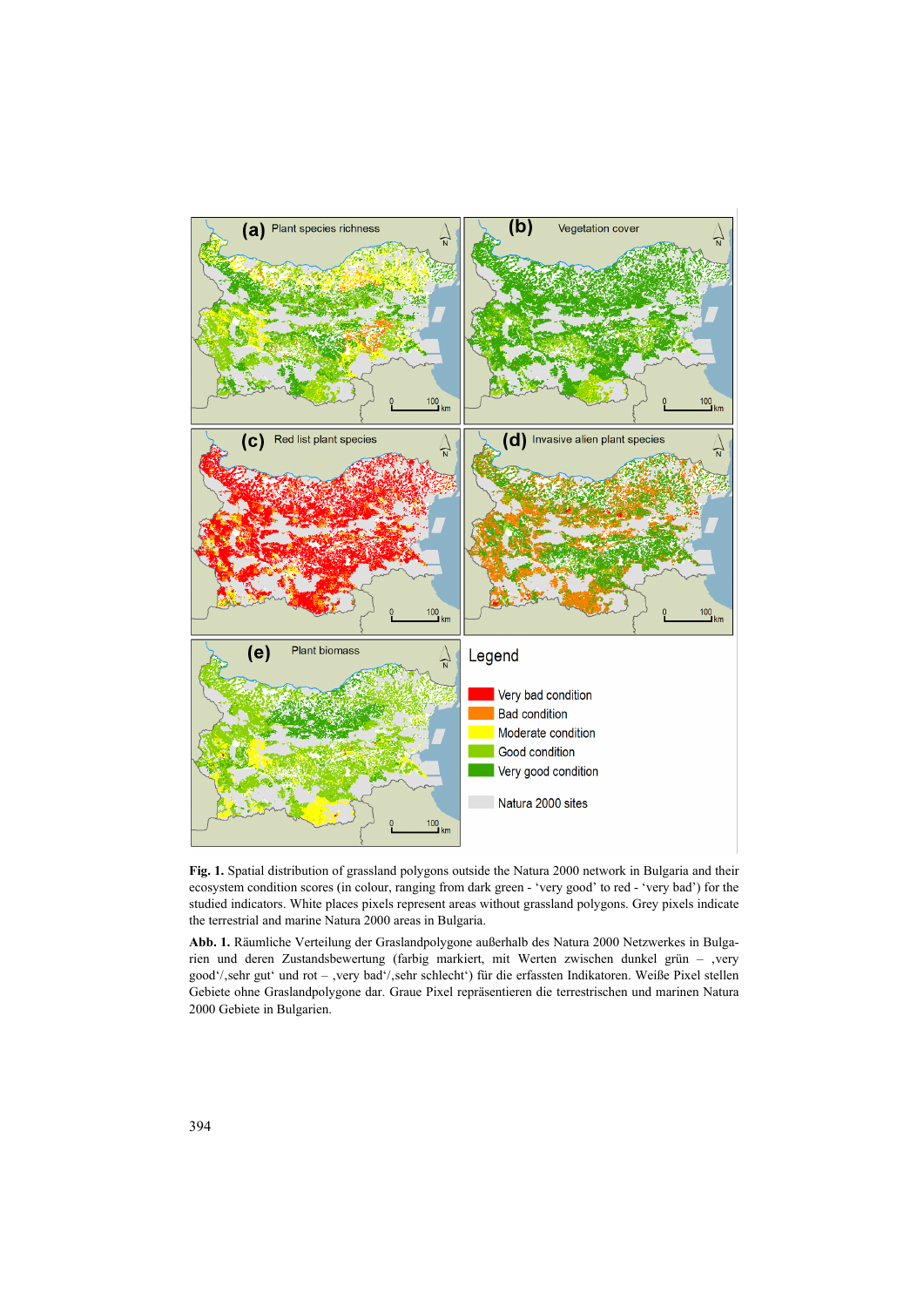**Fig. 1.** Spatial distribution of grassland polygons outside the Natura 2000 network in Bulgaria and their ecosystem condition scores (in colour, ranging from dark green - 'very good' to red - 'very bad') for the studied indicators. White places pixels represent areas without grassland polygons. Grey pixels indicate the terrestrial and marine Natura 2000 areas in Bulgaria.

**Abb. 1.** Räumliche Verteilung der Graslandpolygone außerhalb des Natura 2000 Netzwerkes in Bulgarien und deren Zustandsbewertung (farbig markiert, mit Werten zwischen dunkel grün – ,very good'/,sehr gut' und rot – ,very bad'/,sehr schlecht') für die erfassten Indikatoren. Weiße Pixel stellen Gebiete ohne Graslandpolygone dar. Graue Pixel repräsentieren die terrestrischen und marinen Natura 2000 Gebiete in Bulgarien.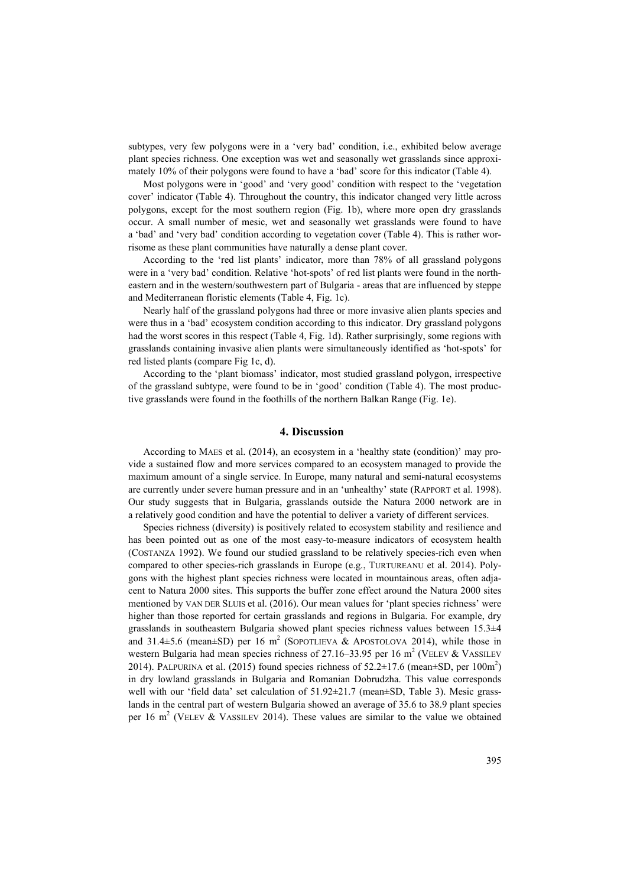subtypes, very few polygons were in a 'very bad' condition, i.e., exhibited below average plant species richness. One exception was wet and seasonally wet grasslands since approximately 10% of their polygons were found to have a 'bad' score for this indicator (Table 4).

Most polygons were in 'good' and 'very good' condition with respect to the 'vegetation cover' indicator (Table 4). Throughout the country, this indicator changed very little across polygons, except for the most southern region (Fig. 1b), where more open dry grasslands occur. A small number of mesic, wet and seasonally wet grasslands were found to have a 'bad' and 'very bad' condition according to vegetation cover (Table 4). This is rather worrisome as these plant communities have naturally a dense plant cover.

According to the 'red list plants' indicator, more than 78% of all grassland polygons were in a 'very bad' condition. Relative 'hot-spots' of red list plants were found in the northeastern and in the western/southwestern part of Bulgaria - areas that are influenced by steppe and Mediterranean floristic elements (Table 4, Fig. 1c).

Nearly half of the grassland polygons had three or more invasive alien plants species and were thus in a 'bad' ecosystem condition according to this indicator. Dry grassland polygons had the worst scores in this respect (Table 4, Fig. 1d). Rather surprisingly, some regions with grasslands containing invasive alien plants were simultaneously identified as 'hot-spots' for red listed plants (compare Fig 1c, d).

According to the 'plant biomass' indicator, most studied grassland polygon, irrespective of the grassland subtype, were found to be in 'good' condition (Table 4). The most productive grasslands were found in the foothills of the northern Balkan Range (Fig. 1e).

## 4. Discussion

According to Maes et al. (2014), an ecosystem in a 'healthy state (condition)' may provide a sustained flow and more services compared to an ecosystem managed to provide the maximum amount of a single service. In Europe, many natural and semi-natural ecosystems are currently under severe human pressure and in an 'unhealthy' state (Rapport et al. 1998). Our study suggests that in Bulgaria, grasslands outside the Natura 2000 network are in a relatively good condition and have the potential to deliver a variety of different services.

Species richness (diversity) is positively related to ecosystem stability and resilience and has been pointed out as one of the most easy-to-measure indicators of ecosystem health (Costanza 1992). We found our studied grassland to be relatively species-rich even when compared to other species-rich grasslands in Europe (e.g., Turtureanu et al. 2014). Polygons with the highest plant species richness were located in mountainous areas, often adjacent to Natura 2000 sites. This supports the buffer zone effect around the Natura 2000 sites mentioned by van der Sluis et al. (2016). Our mean values for 'plant species richness' were higher than those reported for certain grasslands and regions in Bulgaria. For example, dry grasslands in southeastern Bulgaria showed plant species richness values between 15.3±4 and 31.4±5.6 (mean±SD) per 16 $m^2$ (Sopotlieva & Apostolova 2014), while those in western Bulgaria had mean species richness of 27.16–33.95 per 16 $m^2$ (Velev & Vassilev 2014). Palpurina et al. (2015) found species richness of 52.2±17.6 (mean±SD, per 100$m^2$) in dry lowland grasslands in Bulgaria and Romanian Dobrudzha. This value corresponds well with our 'field data' set calculation of 51.92±21.7 (mean±SD, Table 3). Mesic grasslands in the central part of western Bulgaria showed an average of 35.6 to 38.9 plant species per 16 $m^2$ (Velev & Vassilev 2014). These values are similar to the value we obtained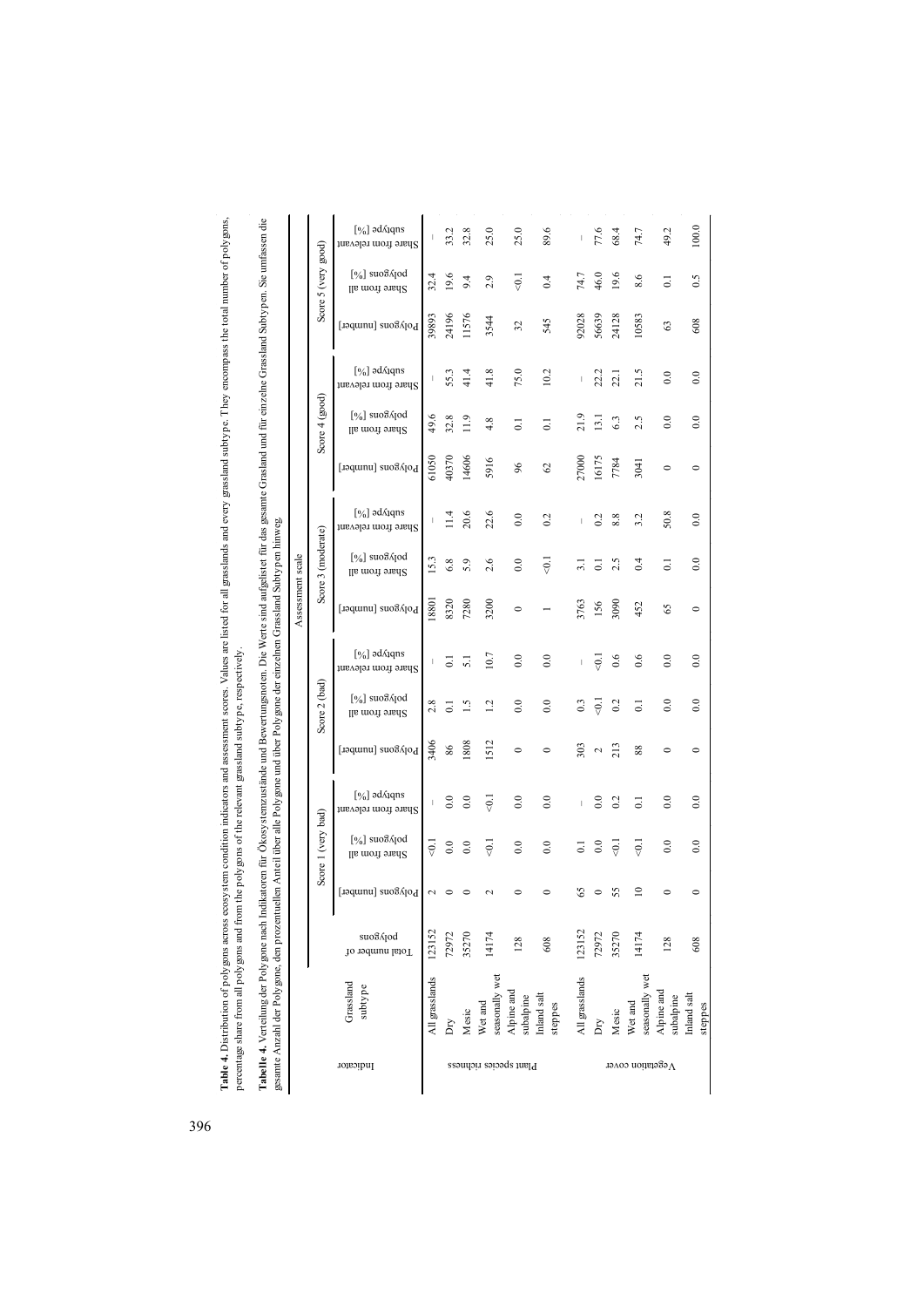**Table 4.** Distribution of polygons across ecosystem condition indicators and assessment scores. Values are listed for all grasslands and every grassland subtype. They encompass the total number of polygons, percentage share from all polygons and from the polygons of the relevant grassland subtype, respectively.

**Tabelle 4.** Verteilung der Polygone nach Indikatoren für Ökosystemzustände und Bewertungsnoten. Die Werte sind aufgelistet für das gesamte Grasland und für einzelne Grassland Subtypen. Sie umfassen die gesamte Anzahl der Polygone, den prozentuellen Anteil über alle Polygone und über Polygone der einzelnen Grassland Subtypen hinweg.

| Indicator | Grassland subtype | Total number of polygons | Assessment scale | | | | | | | | | | | | | | |
|---|---|---|---|---|---|---|---|---|---|---|---|---|---|---|---|---|---|
| | | | Score 1 (very bad) | | | Score 2 (bad) | | | Score 3 (moderate) | | | Score 4 (good) | | | Score 5 (very good) | | |
| | | | Polygons [number] | Share from all polygons [%] | Share from relevant subtype [%] | Polygons [number] | Share from all polygons [%] | Share from relevant subtype [%] | Polygons [number] | Share from all polygons [%] | Share from relevant subtype [%] | Polygons [number] | Share from all polygons [%] | Share from relevant subtype [%] | Polygons [number] | Share from all polygons [%] | Share from relevant subtype [%] |
| Plant species richness | All grasslands | 123152 | 2 | <0.1 | – | 3406 | 2.8 | – | 18801 | 15.3 | – | 61050 | 49.6 | – | 39893 | 32.4 | – |
| | Dry | 72972 | 0 | 0.0 | 0.0 | 86 | 0.1 | 0.1 | 8320 | 6.8 | 11.4 | 40370 | 32.8 | 55.3 | 24196 | 19.6 | 33.2 |
| | Mesic | 35270 | 0 | 0.0 | 0.0 | 1808 | 1.5 | 5.1 | 7280 | 5.9 | 20.6 | 14606 | 11.9 | 41.4 | 11576 | 9.4 | 32.8 |
| | Wet and seasonally wet | 14174 | 2 | <0.1 | <0.1 | 1512 | 1.2 | 10.7 | 3200 | 2.6 | 22.6 | 5916 | 4.8 | 41.8 | 3544 | 2.9 | 25.0 |
| | Alpine and subalpine | 128 | 0 | 0.0 | 0.0 | 0 | 0.0 | 0.0 | 0 | 0.0 | 0.0 | 96 | 0.1 | 75.0 | 32 | <0.1 | 25.0 |
| | Inland salt steppes | 608 | 0 | 0.0 | 0.0 | 0 | 0.0 | 0.0 | 1 | <0.1 | 0.2 | 62 | 0.1 | 10.2 | 545 | 0.4 | 89.6 |
| Vegetation cover | All grasslands | 123152 | 65 | 0.1 | – | 303 | 0.3 | – | 3763 | 3.1 | – | 27000 | 21.9 | – | 92028 | 74.7 | – |
| | Dry | 72972 | 0 | 0.0 | 0.0 | 2 | <0.1 | <0.1 | 156 | 0.1 | 0.2 | 16175 | 13.1 | 22.2 | 56639 | 46.0 | 77.6 |
| | Mesic | 35270 | 55 | <0.1 | 0.2 | 213 | 0.2 | 0.6 | 3090 | 2.5 | 8.8 | 7784 | 6.3 | 22.1 | 24128 | 19.6 | 68.4 |
| | Wet and seasonally wet | 14174 | 10 | <0.1 | 0.1 | 88 | 0.1 | 0.6 | 452 | 0.4 | 3.2 | 3041 | 2.5 | 21.5 | 10583 | 8.6 | 74.7 |
| | Alpine and subalpine | 128 | 0 | 0.0 | 0.0 | 0 | 0.0 | 0.0 | 65 | 0.1 | 50.8 | 0 | 0.0 | 0.0 | 63 | 0.1 | 49.2 |
| | Inland salt steppes | 608 | 0 | 0.0 | 0.0 | 0 | 0.0 | 0.0 | 0 | 0.0 | 0.0 | 0 | 0.0 | 0.0 | 608 | 0.5 | 100.0 |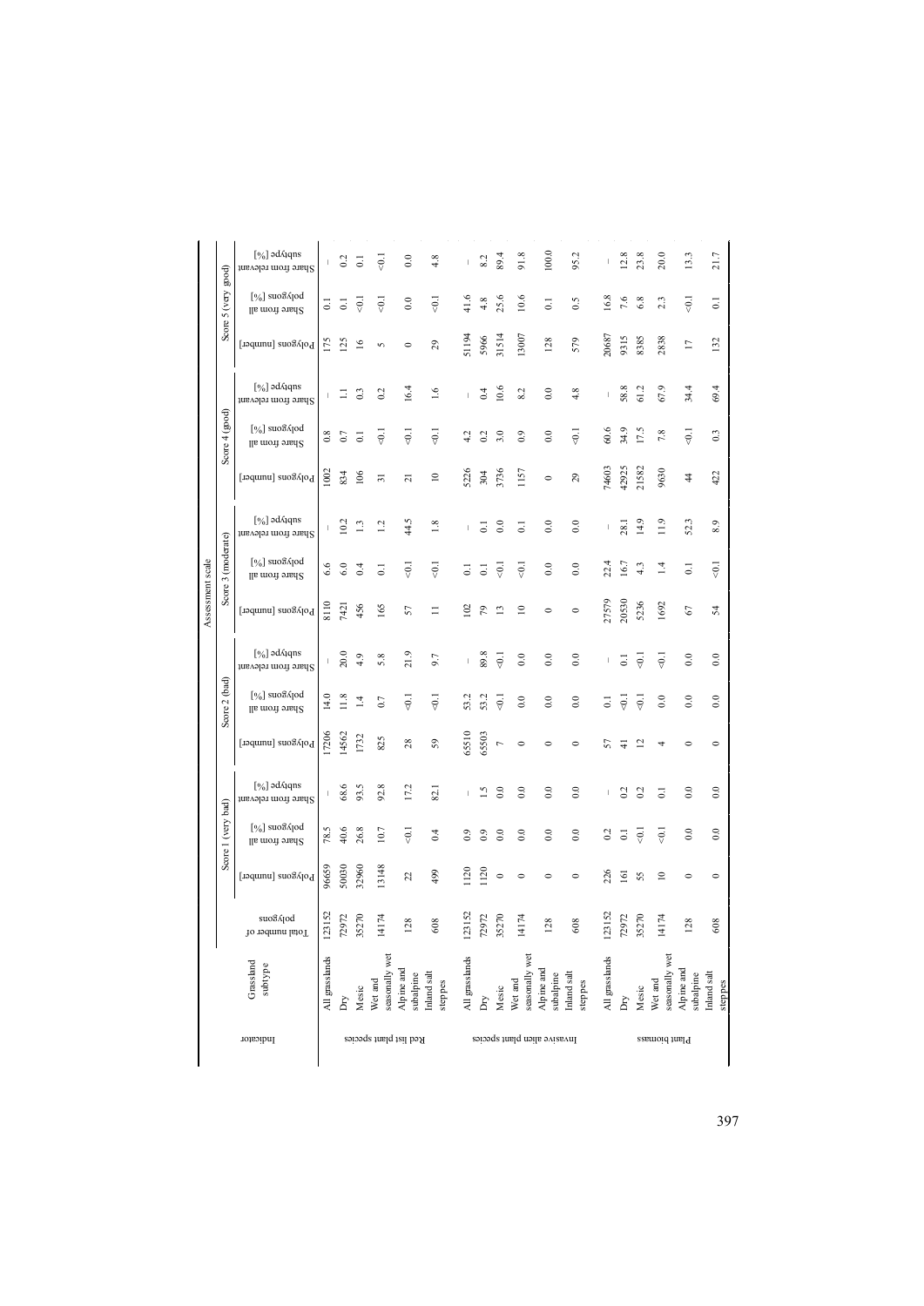| Indicator | Grassland subtype | Total number of polygons | Score 1 (very bad) | | | Score 2 (bad) | | | Score 3 (moderate) | | | Score 4 (good) | | | Score 5 (very good) | | |
|---|---|---|---|---|---|---|---|---|---|---|---|---|---|---|---|---|---|
| | | | Polygons [number] | Share from all polygons [%] | Share from relevant subtype [%] | Polygons [number] | Share from all polygons [%] | Share from relevant subtype [%] | Polygons [number] | Share from all polygons [%] | Share from relevant subtype [%] | Polygons [number] | Share from all polygons [%] | Share from relevant subtype [%] | Polygons [number] | Share from all polygons [%] | Share from relevant subtype [%] |
| Red list plant species | All grasslands | 123152 | 96659 | 78.5 | – | 17206 | 14.0 | – | 8110 | 6.6 | – | 1002 | 0.8 | – | 175 | 0.1 | – |
| | Dry | 72972 | 50030 | 40.6 | 68.6 | 14562 | 11.8 | 20.0 | 7421 | 6.0 | 10.2 | 834 | 0.7 | 1.1 | 125 | 0.1 | 0.2 |
| | Mesic | 35270 | 32960 | 26.8 | 93.5 | 1732 | 1.4 | 4.9 | 456 | 0.4 | 1.3 | 106 | 0.1 | 0.3 | 16 | <0.1 | 0.1 |
| | Wet and seasonally wet | 14174 | 13148 | 10.7 | 92.8 | 825 | 0.7 | 5.8 | 165 | 0.1 | 1.2 | 31 | <0.1 | 0.2 | 5 | <0.1 | <0.1 |
| | Alpine and subalpine | 128 | 22 | <0.1 | 17.2 | 28 | <0.1 | 21.9 | 57 | <0.1 | 44.5 | 21 | <0.1 | 16.4 | 0 | 0.0 | 0.0 |
| | Inland salt steppes | 608 | 499 | 0.4 | 82.1 | 59 | <0.1 | 9.7 | 11 | <0.1 | 1.8 | 10 | <0.1 | 1.6 | 29 | <0.1 | 4.8 |
| Invasive alien plant species | All grasslands | 123152 | 1120 | 0.9 | – | 65510 | 53.2 | – | 102 | 0.1 | – | 5226 | 4.2 | – | 51194 | 41.6 | – |
| | Dry | 72972 | 1120 | 0.9 | 1.5 | 65503 | 53.2 | 89.8 | 79 | 0.1 | 0.1 | 304 | 0.2 | 0.4 | 5966 | 4.8 | 8.2 |
| | Mesic | 35270 | 0 | 0.0 | 0.0 | 7 | <0.1 | <0.1 | 13 | <0.1 | 0.0 | 3736 | 3.0 | 10.6 | 31514 | 25.6 | 89.4 |
| | Wet and seasonally wet | 14174 | 0 | 0.0 | 0.0 | 0 | 0.0 | 0.0 | 10 | <0.1 | 0.1 | 1157 | 0.9 | 8.2 | 13007 | 10.6 | 91.8 |
| | Alpine and subalpine | 128 | 0 | 0.0 | 0.0 | 0 | 0.0 | 0.0 | 0 | 0.0 | 0.0 | 0 | 0.0 | 0.0 | 128 | 0.1 | 100.0 |
| | Inland salt steppes | 608 | 0 | 0.0 | 0.0 | 0 | 0.0 | 0.0 | 0 | 0.0 | 0.0 | 29 | <0.1 | 4.8 | 579 | 0.5 | 95.2 |
| Plant biomass | All grasslands | 123152 | 226 | 0.2 | – | 57 | 0.1 | – | 27579 | 22.4 | – | 74603 | 60.6 | – | 20687 | 16.8 | – |
| | Dry | 72972 | 161 | 0.1 | 0.2 | 41 | <0.1 | 0.1 | 20530 | 16.7 | 28.1 | 42925 | 34.9 | 58.8 | 9315 | 7.6 | 12.8 |
| | Mesic | 35270 | 55 | <0.1 | 0.2 | 12 | <0.1 | <0.1 | 5236 | 4.3 | 14.9 | 21582 | 17.5 | 61.2 | 8385 | 6.8 | 23.8 |
| | Wet and seasonally wet | 14174 | 10 | <0.1 | 0.1 | 4 | 0.0 | <0.1 | 1692 | 1.4 | 11.9 | 9630 | 7.8 | 67.9 | 2838 | 2.3 | 20.0 |
| | Alpine and subalpine | 128 | 0 | 0.0 | 0.0 | 0 | 0.0 | 0.0 | 67 | 0.1 | 52.3 | 44 | <0.1 | 34.4 | 17 | <0.1 | 13.3 |
| | Inland salt steppes | 608 | 0 | 0.0 | 0.0 | 0 | 0.0 | 0.0 | 54 | <0.1 | 8.9 | 422 | 0.3 | 69.4 | 132 | 0.1 | 21.7 |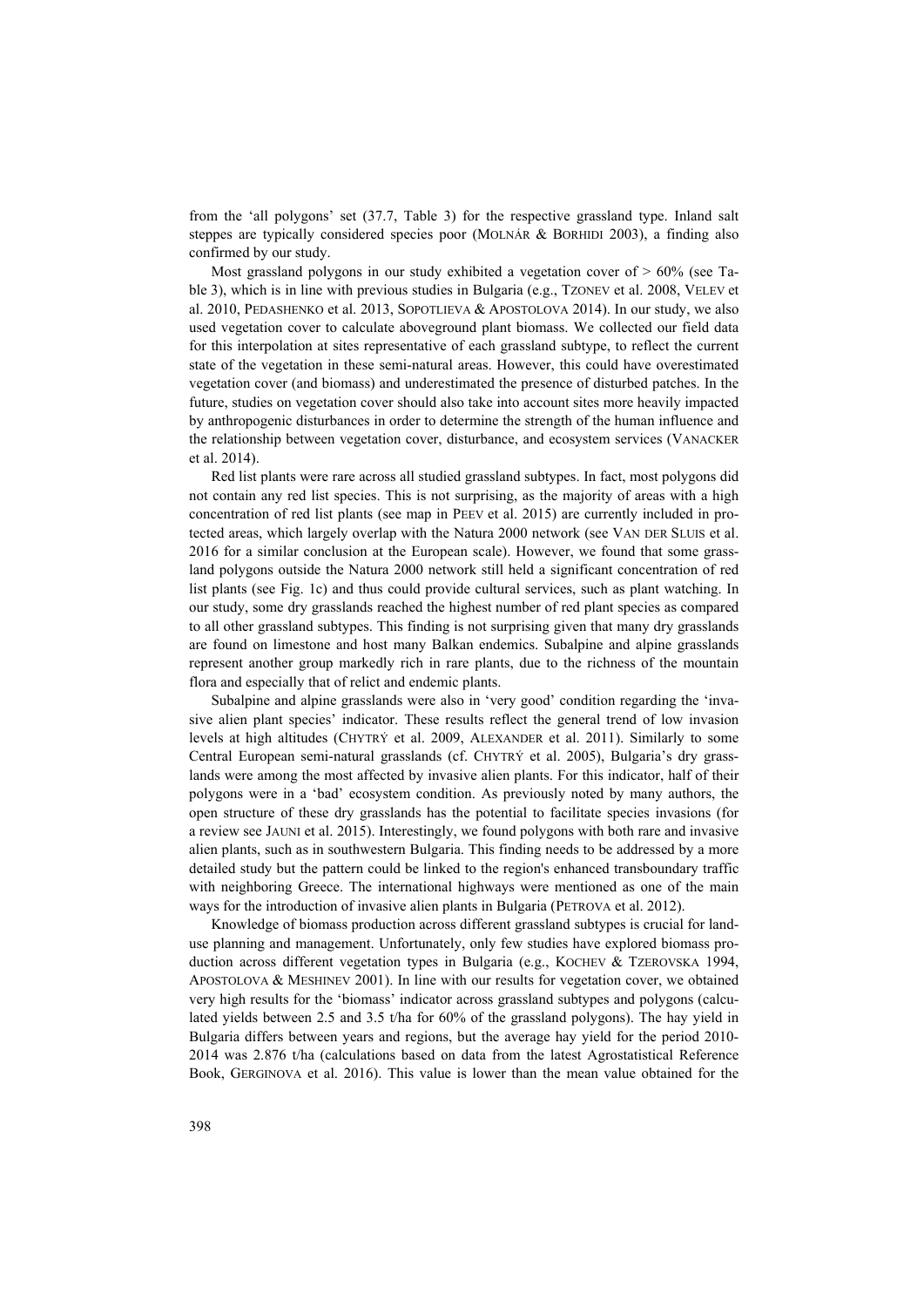from the 'all polygons' set (37.7, Table 3) for the respective grassland type. Inland salt steppes are typically considered species poor (MOLNÁR & BORHIDI 2003), a finding also confirmed by our study.

Most grassland polygons in our study exhibited a vegetation cover of > 60% (see Table 3), which is in line with previous studies in Bulgaria (e.g., TZONEV et al. 2008, VELEV et al. 2010, PEDASHENKO et al. 2013, SOPOTLIEVA & APOSTOLOVA 2014). In our study, we also used vegetation cover to calculate aboveground plant biomass. We collected our field data for this interpolation at sites representative of each grassland subtype, to reflect the current state of the vegetation in these semi-natural areas. However, this could have overestimated vegetation cover (and biomass) and underestimated the presence of disturbed patches. In the future, studies on vegetation cover should also take into account sites more heavily impacted by anthropogenic disturbances in order to determine the strength of the human influence and the relationship between vegetation cover, disturbance, and ecosystem services (VANACKER et al. 2014).

Red list plants were rare across all studied grassland subtypes. In fact, most polygons did not contain any red list species. This is not surprising, as the majority of areas with a high concentration of red list plants (see map in PEEV et al. 2015) are currently included in protected areas, which largely overlap with the Natura 2000 network (see VAN DER SLUIS et al. 2016 for a similar conclusion at the European scale). However, we found that some grassland polygons outside the Natura 2000 network still held a significant concentration of red list plants (see Fig. 1c) and thus could provide cultural services, such as plant watching. In our study, some dry grasslands reached the highest number of red plant species as compared to all other grassland subtypes. This finding is not surprising given that many dry grasslands are found on limestone and host many Balkan endemics. Subalpine and alpine grasslands represent another group markedly rich in rare plants, due to the richness of the mountain flora and especially that of relict and endemic plants.

Subalpine and alpine grasslands were also in 'very good' condition regarding the 'invasive alien plant species' indicator. These results reflect the general trend of low invasion levels at high altitudes (CHYTRÝ et al. 2009, ALEXANDER et al. 2011). Similarly to some Central European semi-natural grasslands (cf. CHYTRÝ et al. 2005), Bulgaria's dry grasslands were among the most affected by invasive alien plants. For this indicator, half of their polygons were in a 'bad' ecosystem condition. As previously noted by many authors, the open structure of these dry grasslands has the potential to facilitate species invasions (for a review see JAUNI et al. 2015). Interestingly, we found polygons with both rare and invasive alien plants, such as in southwestern Bulgaria. This finding needs to be addressed by a more detailed study but the pattern could be linked to the region's enhanced transboundary traffic with neighboring Greece. The international highways were mentioned as one of the main ways for the introduction of invasive alien plants in Bulgaria (PETROVA et al. 2012).

Knowledge of biomass production across different grassland subtypes is crucial for land-use planning and management. Unfortunately, only few studies have explored biomass production across different vegetation types in Bulgaria (e.g., KOCHEV & TZEROVSKA 1994, APOSTOLOVA & MESHINEV 2001). In line with our results for vegetation cover, we obtained very high results for the 'biomass' indicator across grassland subtypes and polygons (calculated yields between 2.5 and 3.5 t/ha for 60% of the grassland polygons). The hay yield in Bulgaria differs between years and regions, but the average hay yield for the period 2010-2014 was 2.876 t/ha (calculations based on data from the latest Agrostatistical Reference Book, GERGINOVA et al. 2016). This value is lower than the mean value obtained for the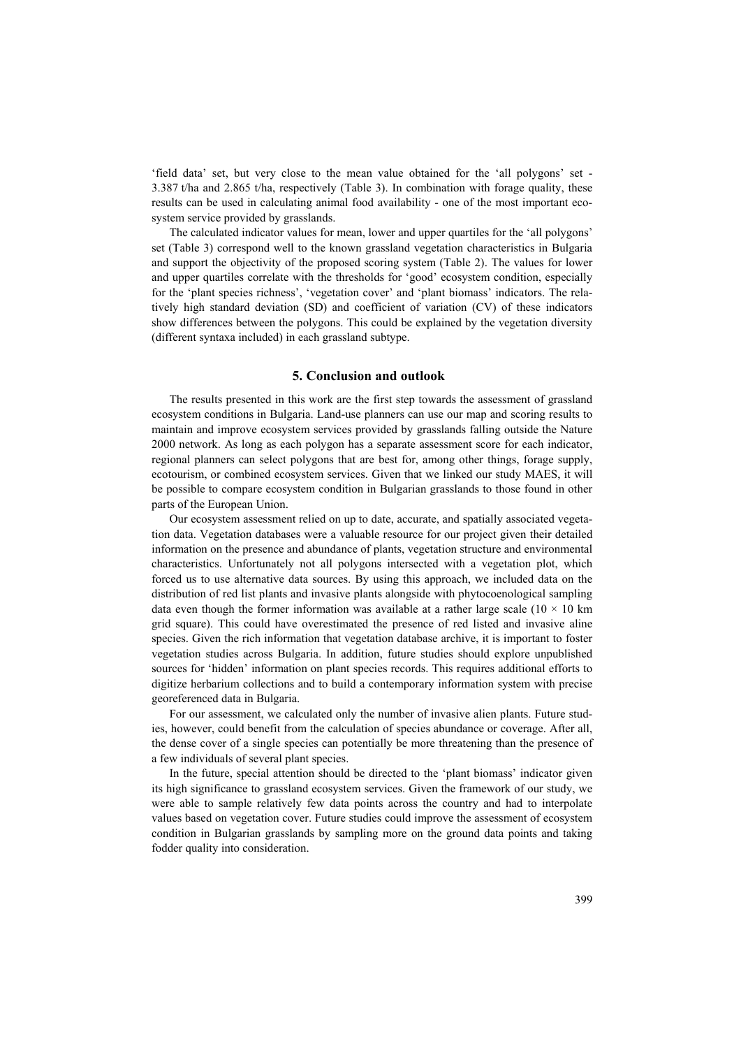'field data' set, but very close to the mean value obtained for the 'all polygons' set - 3.387 t/ha and 2.865 t/ha, respectively (Table 3). In combination with forage quality, these results can be used in calculating animal food availability - one of the most important ecosystem service provided by grasslands.

The calculated indicator values for mean, lower and upper quartiles for the 'all polygons' set (Table 3) correspond well to the known grassland vegetation characteristics in Bulgaria and support the objectivity of the proposed scoring system (Table 2). The values for lower and upper quartiles correlate with the thresholds for 'good' ecosystem condition, especially for the 'plant species richness', 'vegetation cover' and 'plant biomass' indicators. The relatively high standard deviation (SD) and coefficient of variation (CV) of these indicators show differences between the polygons. This could be explained by the vegetation diversity (different syntaxa included) in each grassland subtype.

## 5. Conclusion and outlook

The results presented in this work are the first step towards the assessment of grassland ecosystem conditions in Bulgaria. Land-use planners can use our map and scoring results to maintain and improve ecosystem services provided by grasslands falling outside the Nature 2000 network. As long as each polygon has a separate assessment score for each indicator, regional planners can select polygons that are best for, among other things, forage supply, ecotourism, or combined ecosystem services. Given that we linked our study MAES, it will be possible to compare ecosystem condition in Bulgarian grasslands to those found in other parts of the European Union.

Our ecosystem assessment relied on up to date, accurate, and spatially associated vegetation data. Vegetation databases were a valuable resource for our project given their detailed information on the presence and abundance of plants, vegetation structure and environmental characteristics. Unfortunately not all polygons intersected with a vegetation plot, which forced us to use alternative data sources. By using this approach, we included data on the distribution of red list plants and invasive plants alongside with phytocoenological sampling data even though the former information was available at a rather large scale ($10 \times 10$ km grid square). This could have overestimated the presence of red listed and invasive aline species. Given the rich information that vegetation database archive, it is important to foster vegetation studies across Bulgaria. In addition, future studies should explore unpublished sources for 'hidden' information on plant species records. This requires additional efforts to digitize herbarium collections and to build a contemporary information system with precise georeferenced data in Bulgaria.

For our assessment, we calculated only the number of invasive alien plants. Future studies, however, could benefit from the calculation of species abundance or coverage. After all, the dense cover of a single species can potentially be more threatening than the presence of a few individuals of several plant species.

In the future, special attention should be directed to the 'plant biomass' indicator given its high significance to grassland ecosystem services. Given the framework of our study, we were able to sample relatively few data points across the country and had to interpolate values based on vegetation cover. Future studies could improve the assessment of ecosystem condition in Bulgarian grasslands by sampling more on the ground data points and taking fodder quality into consideration.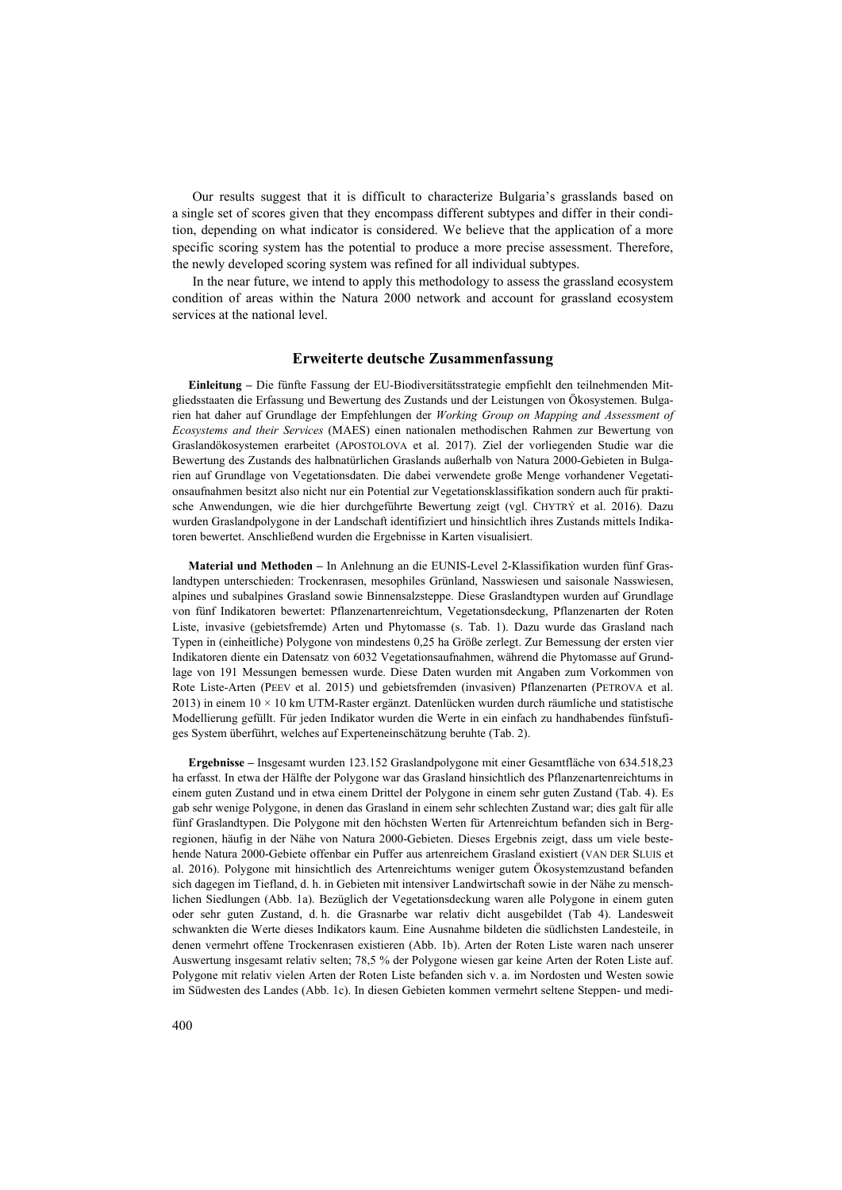Our results suggest that it is difficult to characterize Bulgaria's grasslands based on a single set of scores given that they encompass different subtypes and differ in their condition, depending on what indicator is considered. We believe that the application of a more specific scoring system has the potential to produce a more precise assessment. Therefore, the newly developed scoring system was refined for all individual subtypes.

In the near future, we intend to apply this methodology to assess the grassland ecosystem condition of areas within the Natura 2000 network and account for grassland ecosystem services at the national level.

## Erweiterte deutsche Zusammenfassung

**Einleitung –** Die fünfte Fassung der EU-Biodiversitätsstrategie empfiehlt den teilnehmenden Mitgliedsstaaten die Erfassung und Bewertung des Zustands und der Leistungen von Ökosystemen. Bulgarien hat daher auf Grundlage der Empfehlungen der *Working Group on Mapping and Assessment of Ecosystems and their Services* (MAES) einen nationalen methodischen Rahmen zur Bewertung von Graslandökosystemen erarbeitet (APOSTOLOVA et al. 2017). Ziel der vorliegenden Studie war die Bewertung des Zustands des halbnatürlichen Graslands außerhalb von Natura 2000-Gebieten in Bulgarien auf Grundlage von Vegetationsdaten. Die dabei verwendete große Menge vorhandener Vegetationsaufnahmen besitzt also nicht nur ein Potential zur Vegetationsklassifikation sondern auch für praktische Anwendungen, wie die hier durchgeführte Bewertung zeigt (vgl. CHYTRÝ et al. 2016). Dazu wurden Graslandpolygone in der Landschaft identifiziert und hinsichtlich ihres Zustands mittels Indikatoren bewertet. Anschließend wurden die Ergebnisse in Karten visualisiert.

**Material und Methoden –** In Anlehnung an die EUNIS-Level 2-Klassifikation wurden fünf Graslandtypen unterschieden: Trockenrasen, mesophiles Grünland, Nasswiesen und saisonale Nasswiesen, alpines und subalpines Grasland sowie Binnensalzsteppe. Diese Graslandtypen wurden auf Grundlage von fünf Indikatoren bewertet: Pflanzenartenreichtum, Vegetationsdeckung, Pflanzenarten der Roten Liste, invasive (gebietsfremde) Arten und Phytomasse (s. Tab. 1). Dazu wurde das Grasland nach Typen in (einheitliche) Polygone von mindestens 0,25 ha Größe zerlegt. Zur Bemessung der ersten vier Indikatoren diente ein Datensatz von 6032 Vegetationsaufnahmen, während die Phytomasse auf Grundlage von 191 Messungen bemessen wurde. Diese Daten wurden mit Angaben zum Vorkommen von Rote Liste-Arten (PEEV et al. 2015) und gebietsfremden (invasiven) Pflanzenarten (PETROVA et al. 2013) in einem 10 × 10 km UTM-Raster ergänzt. Datenlücken wurden durch räumliche und statistische Modellierung gefüllt. Für jeden Indikator wurden die Werte in ein einfach zu handhabendes fünfstufiges System überführt, welches auf Experteneinschätzung beruhte (Tab. 2).

**Ergebnisse –** Insgesamt wurden 123.152 Graslandpolygone mit einer Gesamtfläche von 634.518,23 ha erfasst. In etwa der Hälfte der Polygone war das Grasland hinsichtlich des Pflanzenartenreichtums in einem guten Zustand und in etwa einem Drittel der Polygone in einem sehr guten Zustand (Tab. 4). Es gab sehr wenige Polygone, in denen das Grasland in einem sehr schlechten Zustand war; dies galt für alle fünf Graslandtypen. Die Polygone mit den höchsten Werten für Artenreichtum befanden sich in Bergregionen, häufig in der Nähe von Natura 2000-Gebieten. Dieses Ergebnis zeigt, dass um viele bestehende Natura 2000-Gebiete offenbar ein Puffer aus artenreichem Grasland existiert (VAN DER SLUIS et al. 2016). Polygone mit hinsichtlich des Artenreichtums weniger gutem Ökosystemzustand befanden sich dagegen im Tiefland, d. h. in Gebieten mit intensiver Landwirtschaft sowie in der Nähe zu menschlichen Siedlungen (Abb. 1a). Bezüglich der Vegetationsdeckung waren alle Polygone in einem guten oder sehr guten Zustand, d. h. die Grasnarbe war relativ dicht ausgebildet (Tab 4). Landesweit schwankten die Werte dieses Indikators kaum. Eine Ausnahme bildeten die südlichsten Landesteile, in denen vermehrt offene Trockenrasen existieren (Abb. 1b). Arten der Roten Liste waren nach unserer Auswertung insgesamt relativ selten; 78,5 % der Polygone wiesen gar keine Arten der Roten Liste auf. Polygone mit relativ vielen Arten der Roten Liste befanden sich v. a. im Nordosten und Westen sowie im Südwesten des Landes (Abb. 1c). In diesen Gebieten kommen vermehrt seltene Steppen- und medi-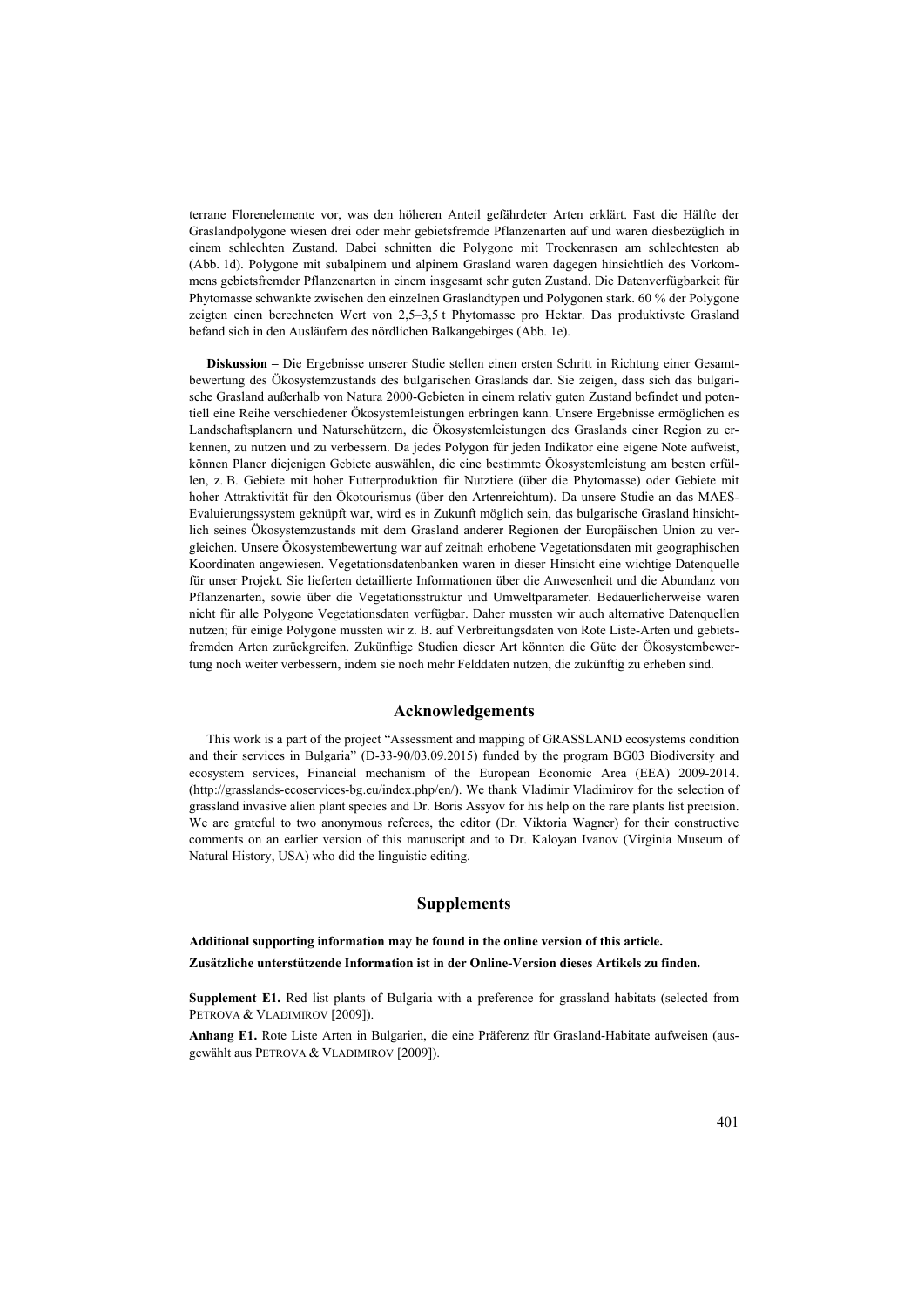terrane Florenelemente vor, was den höheren Anteil gefährdeter Arten erklärt. Fast die Hälfte der Graslandpolygone wiesen drei oder mehr gebietsfremde Pflanzenarten auf und waren diesbezüglich in einem schlechten Zustand. Dabei schnitten die Polygone mit Trockenrasen am schlechtesten ab (Abb. 1d). Polygone mit subalpinem und alpinem Grasland waren dagegen hinsichtlich des Vorkommens gebietsfremder Pflanzenarten in einem insgesamt sehr guten Zustand. Die Datenverfügbarkeit für Phytomasse schwankte zwischen den einzelnen Graslandtypen und Polygonen stark. 60 % der Polygone zeigten einen berechneten Wert von 2,5–3,5 t Phytomasse pro Hektar. Das produktivste Grasland befand sich in den Ausläufern des nördlichen Balkangebirges (Abb. 1e).

**Diskussion –** Die Ergebnisse unserer Studie stellen einen ersten Schritt in Richtung einer Gesamtbewertung des Ökosystemzustands des bulgarischen Graslands dar. Sie zeigen, dass sich das bulgarische Grasland außerhalb von Natura 2000-Gebieten in einem relativ guten Zustand befindet und potentiell eine Reihe verschiedener Ökosystemleistungen erbringen kann. Unsere Ergebnisse ermöglichen es Landschaftsplanern und Naturschützern, die Ökosystemleistungen des Graslands einer Region zu erkennen, zu nutzen und zu verbessern. Da jedes Polygon für jeden Indikator eine eigene Note aufweist, können Planer diejenigen Gebiete auswählen, die eine bestimmte Ökosystemleistung am besten erfüllen, z. B. Gebiete mit hoher Futterproduktion für Nutztiere (über die Phytomasse) oder Gebiete mit hoher Attraktivität für den Ökotourismus (über den Artenreichtum). Da unsere Studie an das MAES-Evaluierungssystem geknüpft war, wird es in Zukunft möglich sein, das bulgarische Grasland hinsichtlich seines Ökosystemzustands mit dem Grasland anderer Regionen der Europäischen Union zu vergleichen. Unsere Ökosystembewertung war auf zeitnah erhobene Vegetationsdaten mit geographischen Koordinaten angewiesen. Vegetationsdatenbanken waren in dieser Hinsicht eine wichtige Datenquelle für unser Projekt. Sie lieferten detaillierte Informationen über die Anwesenheit und die Abundanz von Pflanzenarten, sowie über die Vegetationsstruktur und Umweltparameter. Bedauerlicherweise waren nicht für alle Polygone Vegetationsdaten verfügbar. Daher mussten wir auch alternative Datenquellen nutzen; für einige Polygone mussten wir z. B. auf Verbreitungsdaten von Rote Liste-Arten und gebietsfremden Arten zurückgreifen. Zukünftige Studien dieser Art könnten die Güte der Ökosystembewertung noch weiter verbessern, indem sie noch mehr Felddaten nutzen, die zukünftig zu erheben sind.

## Acknowledgements

This work is a part of the project "Assessment and mapping of GRASSLAND ecosystems condition and their services in Bulgaria" (D-33-90/03.09.2015) funded by the program BG03 Biodiversity and ecosystem services, Financial mechanism of the European Economic Area (EEA) 2009-2014. (http://grasslands-ecoservices-bg.eu/index.php/en/). We thank Vladimir Vladimirov for the selection of grassland invasive alien plant species and Dr. Boris Assyov for his help on the rare plants list precision. We are grateful to two anonymous referees, the editor (Dr. Viktoria Wagner) for their constructive comments on an earlier version of this manuscript and to Dr. Kaloyan Ivanov (Virginia Museum of Natural History, USA) who did the linguistic editing.

## Supplements

**Additional supporting information may be found in the online version of this article.**

**Zusätzliche unterstützende Information ist in der Online-Version dieses Artikels zu finden.**

**Supplement E1.** Red list plants of Bulgaria with a preference for grassland habitats (selected from Petrova & Vladimirov [2009]).

**Anhang E1.** Rote Liste Arten in Bulgarien, die eine Präferenz für Grasland-Habitate aufweisen (ausgewählt aus Petrova & Vladimirov [2009]).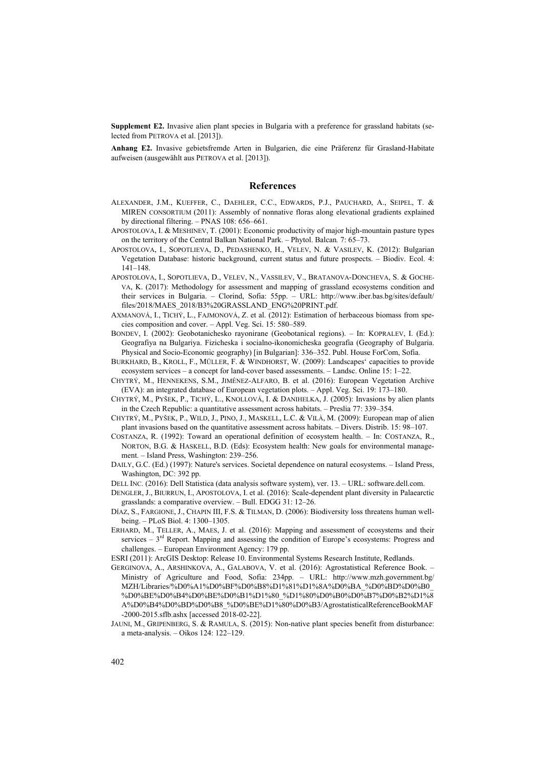**Supplement E2.** Invasive alien plant species in Bulgaria with a preference for grassland habitats (selected from PETROVA et al. [2013]).

**Anhang E2.** Invasive gebietsfremde Arten in Bulgarien, die eine Präferenz für Grasland-Habitate aufweisen (ausgewählt aus PETROVA et al. [2013]).

## References

ALEXANDER, J.M., KUEFFER, C., DAEHLER, C.C., EDWARDS, P.J., PAUCHARD, A., SEIPEL, T. & MIREN CONSORTIUM (2011): Assembly of nonnative floras along elevational gradients explained by directional filtering. – PNAS 108: 656–661.

APOSTOLOVA, I. & MESHINEV, T. (2001): Economic productivity of major high-mountain pasture types on the territory of the Central Balkan National Park. – Phytol. Balcan. 7: 65–73.

APOSTOLOVA, I., SOPOTLIEVA, D., PEDASHENKO, H., VELEV, N. & VASILEV, K. (2012): Bulgarian Vegetation Database: historic background, current status and future prospects. – Biodiv. Ecol. 4: 141–148.

APOSTOLOVA, I., SOPOTLIEVA, D., VELEV, N., VASSILEV, V., BRATANOVA-DONCHEVA, S. & GOCHEVA, K. (2017): Methodology for assessment and mapping of grassland ecosystems condition and their services in Bulgaria. – Clorind, Sofia: 55pp. – URL: http://www.iber.bas.bg/sites/default/files/2018/MAES_2018/B3%20GRASSLAND_ENG%20PRINT.pdf.

AXMANOVÁ, I., TICHÝ, L., FAJMONOVÁ, Z. et al. (2012): Estimation of herbaceous biomass from species composition and cover. – Appl. Veg. Sci. 15: 580–589.

BONDEV, I. (2002): Geobotanichesko rayonirane (Geobotanical regions). – In: KOPRALEV, I. (Ed.): Geografiya na Bulgariya. Fizicheska i socialno-ikonomicheska geografia (Geography of Bulgaria. Physical and Socio-Economic geography) [in Bulgarian]: 336–352. Publ. House ForCom, Sofia.

BURKHARD, B., KROLL, F., MÜLLER, F. & WINDHORST, W. (2009): Landscapes' capacities to provide ecosystem services – a concept for land-cover based assessments. – Landsc. Online 15: 1–22.

CHYTRÝ, M., HENNEKENS, S.M., JIMÉNEZ-ALFARO, B. et al. (2016): European Vegetation Archive (EVA): an integrated database of European vegetation plots. – Appl. Veg. Sci. 19: 173–180.

CHYTRÝ, M., PYŠEK, P., TICHÝ, L., KNOLLOVÁ, I. & DANIHELKA, J. (2005): Invasions by alien plants in the Czech Republic: a quantitative assessment across habitats. – Preslia 77: 339–354.

CHYTRÝ, M., PYŠEK, P., WILD, J., PINO, J., MASKELL, L.C. & VILÀ, M. (2009): European map of alien plant invasions based on the quantitative assessment across habitats. – Divers. Distrib. 15: 98–107.

COSTANZA, R. (1992): Toward an operational definition of ecosystem health. – In: COSTANZA, R., NORTON, B.G. & HASKELL, B.D. (Eds): Ecosystem health: New goals for environmental management. – Island Press, Washington: 239–256.

DAILY, G.C. (Ed.) (1997): Nature's services. Societal dependence on natural ecosystems. – Island Press, Washington, DC: 392 pp.

DELL INC. (2016): Dell Statistica (data analysis software system), ver. 13. – URL: software.dell.com.

DENGLER, J., BIURRUN, I., APOSTOLOVA, I. et al. (2016): Scale-dependent plant diversity in Palaearctic grasslands: a comparative overview. – Bull. EDGG 31: 12–26.

DÍAZ, S., FARGIONE, J., CHAPIN III, F.S. & TILMAN, D. (2006): Biodiversity loss threatens human well-being. – PLoS Biol. 4: 1300–1305.

ERHARD, M., TELLER, A., MAES, J. et al. (2016): Mapping and assessment of ecosystems and their services – 3rd Report. Mapping and assessing the condition of Europe's ecosystems: Progress and challenges. – European Environment Agency: 179 pp.

ESRI (2011): ArcGIS Desktop: Release 10. Environmental Systems Research Institute, Redlands.

GERGINOVA, A., ARSHINKOVA, A., GALABOVA, V. et al. (2016): Agrostatistical Reference Book. – Ministry of Agriculture and Food, Sofia: 234pp. – URL: http://www.mzh.government.bg/MZH/Libraries/%D0%A1%D0%BF%D0%B8%D1%81%D1%8A%D0%BA_%D0%BD%D0%B0_%D0%BE%D0%B4%D0%BE%D0%B1%D1%80_%D1%80%D0%B0%D0%B7%D0%B2%D1%8A%D0%B4%D0%BD%D0%B8_%D0%BE%D1%80%D0%B3/AgrostatisticalReferenceBookMAF-2000-2015.sflb.ashx [accessed 2018-02-22].

JAUNI, M., GRIPENBERG, S. & RAMULA, S. (2015): Non-native plant species benefit from disturbance: a meta-analysis. – Oikos 124: 122–129.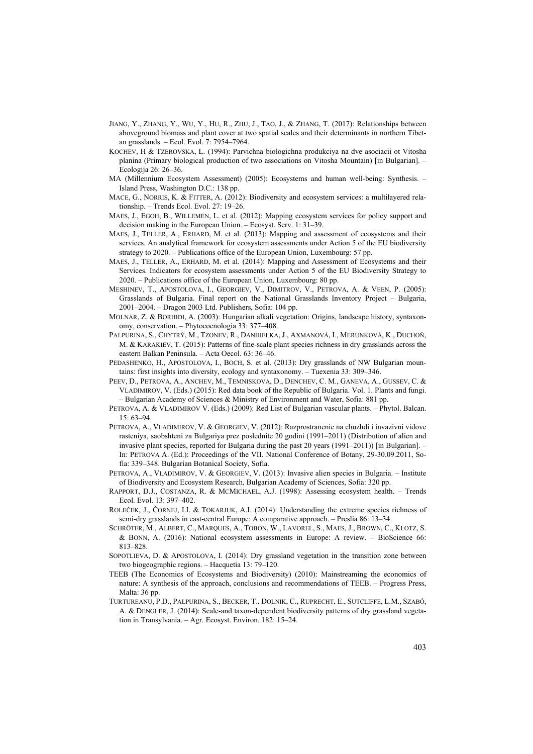JIANG, Y., ZHANG, Y., WU, Y., HU, R., ZHU, J., TAO, J., & ZHANG, T. (2017): Relationships between aboveground biomass and plant cover at two spatial scales and their determinants in northern Tibetan grasslands. – Ecol. Evol. 7: 7954–7964.

KOCHEV, H & TZEROVSKA, L. (1994): Parvichna biologichna produkciya na dve asociacii ot Vitosha planina (Primary biological production of two associations on Vitosha Mountain) [in Bulgarian]. – Ecologija 26: 26–36.

MA (Millennium Ecosystem Assessment) (2005): Ecosystems and human well-being: Synthesis. – Island Press, Washington D.C.: 138 pp.

MACE, G., NORRIS, K. & FITTER, A. (2012): Biodiversity and ecosystem services: a multilayered relationship. – Trends Ecol. Evol. 27: 19–26.

MAES, J., EGOH, B., WILLEMEN, L. et al. (2012): Mapping ecosystem services for policy support and decision making in the European Union. – Ecosyst. Serv. 1: 31–39.

MAES, J., TELLER, A., ERHARD, M. et al. (2013): Mapping and assessment of ecosystems and their services. An analytical framework for ecosystem assessments under Action 5 of the EU biodiversity strategy to 2020. – Publications office of the European Union, Luxembourg: 57 pp.

MAES, J., TELLER, A., ERHARD, M. et al. (2014): Mapping and Assessment of Ecosystems and their Services. Indicators for ecosystem assessments under Action 5 of the EU Biodiversity Strategy to 2020. – Publications office of the European Union, Luxembourg: 80 pp.

MESHINEV, T., APOSTOLOVA, I., GEORGIEV, V., DIMITROV, V., PETROVA, A. & VEEN, P. (2005): Grasslands of Bulgaria. Final report on the National Grasslands Inventory Project – Bulgaria, 2001–2004. – Dragon 2003 Ltd. Publishers, Sofia: 104 pp.

MOLNÁR, Z. & BORHIDI, A. (2003): Hungarian alkali vegetation: Origins, landscape history, syntaxonomy, conservation. – Phytocoenologia 33: 377–408.

PALPURINA, S., CHYTRÝ, M., TZONEV, R., DANIHELKA, J., AXMANOVÁ, I., MERUNKOVÁ, K., DUCHOŇ, M. & KARAKIEV, T. (2015): Patterns of fine-scale plant species richness in dry grasslands across the eastern Balkan Peninsula. – Acta Oecol. 63: 36–46.

PEDASHENKO, H., APOSTOLOVA, I., BOCH, S. et al. (2013): Dry grasslands of NW Bulgarian mountains: first insights into diversity, ecology and syntaxonomy. – Tuexenia 33: 309–346.

PEEV, D., PETROVA, A., ANCHEV, M., TEMNISKOVA, D., DENCHEV, C. M., GANEVA, A., GUSSEV, C. & VLADIMIROV, V. (Eds.) (2015): Red data book of the Republic of Bulgaria. Vol. 1. Plants and fungi. – Bulgarian Academy of Sciences & Ministry of Environment and Water, Sofia: 881 pp.

PETROVA, A. & VLADIMIROV V. (Eds.) (2009): Red List of Bulgarian vascular plants. – Phytol. Balcan. 15: 63–94.

PETROVA, A., VLADIMIROV, V. & GEORGIEV, V. (2012): Razprostranenie na chuzhdi i invazivni vidove rasteniya, saobshteni za Bulgariya prez poslednite 20 godini (1991–2011) (Distribution of alien and invasive plant species, reported for Bulgaria during the past 20 years (1991–2011)) [in Bulgarian]. – In: PETROVA A. (Ed.): Proceedings of the VII. National Conference of Botany, 29-30.09.2011, Sofia: 339–348. Bulgarian Botanical Society, Sofia.

PETROVA, A., VLADIMIROV, V. & GEORGIEV, V. (2013): Invasive alien species in Bulgaria. – Institute of Biodiversity and Ecosystem Research, Bulgarian Academy of Sciences, Sofia: 320 pp.

RAPPORT, D.J., COSTANZA, R. & MCMICHAEL, A.J. (1998): Assessing ecosystem health. – Trends Ecol. Evol. 13: 397–402.

ROLEČEK, J., ČORNEJ, I.I. & TOKARJUK, A.I. (2014): Understanding the extreme species richness of semi-dry grasslands in east-central Europe: A comparative approach. – Preslia 86: 13–34.

SCHRÖTER, M., ALBERT, C., MARQUES, A., TOBON, W., LAVOREL, S., MAES, J., BROWN, C., KLOTZ, S. & BONN, A. (2016): National ecosystem assessments in Europe: A review. – BioScience 66: 813–828.

SOPOTLIEVA, D. & APOSTOLOVA, I. (2014): Dry grassland vegetation in the transition zone between two biogeographic regions. – Hacquetia 13: 79–120.

TEEB (The Economics of Ecosystems and Biodiversity) (2010): Mainstreaming the economics of nature: A synthesis of the approach, conclusions and recommendations of TEEB. – Progress Press, Malta: 36 pp.

TURTUREANU, P.D., PALPURINA, S., BECKER, T., DOLNIK, C., RUPRECHT, E., SUTCLIFFE, L.M., SZABÓ, A. & DENGLER, J. (2014): Scale-and taxon-dependent biodiversity patterns of dry grassland vegetation in Transylvania. – Agr. Ecosyst. Environ. 182: 15–24.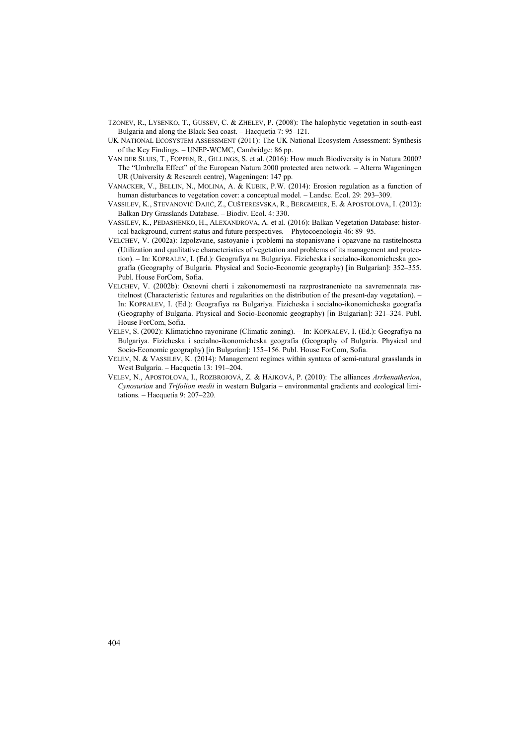TZONEV, R., LYSENKO, T., GUSSEV, C. & ZHELEV, P. (2008): The halophytic vegetation in south-east Bulgaria and along the Black Sea coast. – Hacquetia 7: 95–121.

UK NATIONAL ECOSYSTEM ASSESSMENT (2011): The UK National Ecosystem Assessment: Synthesis of the Key Findings. – UNEP-WCMC, Cambridge: 86 pp.

VAN DER SLUIS, T., FOPPEN, R., GILLINGS, S. et al. (2016): How much Biodiversity is in Natura 2000? The "Umbrella Effect" of the European Natura 2000 protected area network. – Alterra Wageningen UR (University & Research centre), Wageningen: 147 pp.

VANACKER, V., BELLIN, N., MOLINA, A. & KUBIK, P.W. (2014): Erosion regulation as a function of human disturbances to vegetation cover: a conceptual model. – Landsc. Ecol. 29: 293–309.

VASSILEV, K., STEVANOVIĆ DAJIĆ, Z., CUŠTERESVSKA, R., BERGMEIER, E. & APOSTOLOVA, I. (2012): Balkan Dry Grasslands Database. – Biodiv. Ecol. 4: 330.

VASSILEV, K., PEDASHENKO, H., ALEXANDROVA, A. et al. (2016): Balkan Vegetation Database: historical background, current status and future perspectives. – Phytocoenologia 46: 89–95.

VELCHEV, V. (2002a): Izpolzvane, sastoyanie i problemi na stopanisvane i opazvane na rastitelnostta (Utilization and qualitative characteristics of vegetation and problems of its management and protection). – In: KOPRALEV, I. (Ed.): Geografiya na Bulgariya. Fizicheska i socialno-ikonomicheska geografia (Geography of Bulgaria. Physical and Socio-Economic geography) [in Bulgarian]: 352–355. Publ. House ForCom, Sofia.

VELCHEV, V. (2002b): Osnovni cherti i zakonomernosti na razprostranenieto na savremennata rastitelnost (Characteristic features and regularities on the distribution of the present-day vegetation). – In: KOPRALEV, I. (Ed.): Geografiya na Bulgariya. Fizicheska i socialno-ikonomicheska geografia (Geography of Bulgaria. Physical and Socio-Economic geography) [in Bulgarian]: 321–324. Publ. House ForCom, Sofia.

VELEV, S. (2002): Klimatichno rayonirane (Climatic zoning). – In: KOPRALEV, I. (Ed.): Geografiya na Bulgariya. Fizicheska i socialno-ikonomicheska geografia (Geography of Bulgaria. Physical and Socio-Economic geography) [in Bulgarian]: 155–156. Publ. House ForCom, Sofia.

VELEV, N. & VASSILEV, K. (2014): Management regimes within syntaxa of semi-natural grasslands in West Bulgaria. – Hacquetia 13: 191–204.

VELEV, N., APOSTOLOVA, I., ROZBROJOVÁ, Z. & HÁJKOVÁ, P. (2010): The alliances *Arrhenatherion*, *Cynosurion* and *Trifolion medii* in western Bulgaria – environmental gradients and ecological limitations. – Hacquetia 9: 207–220.